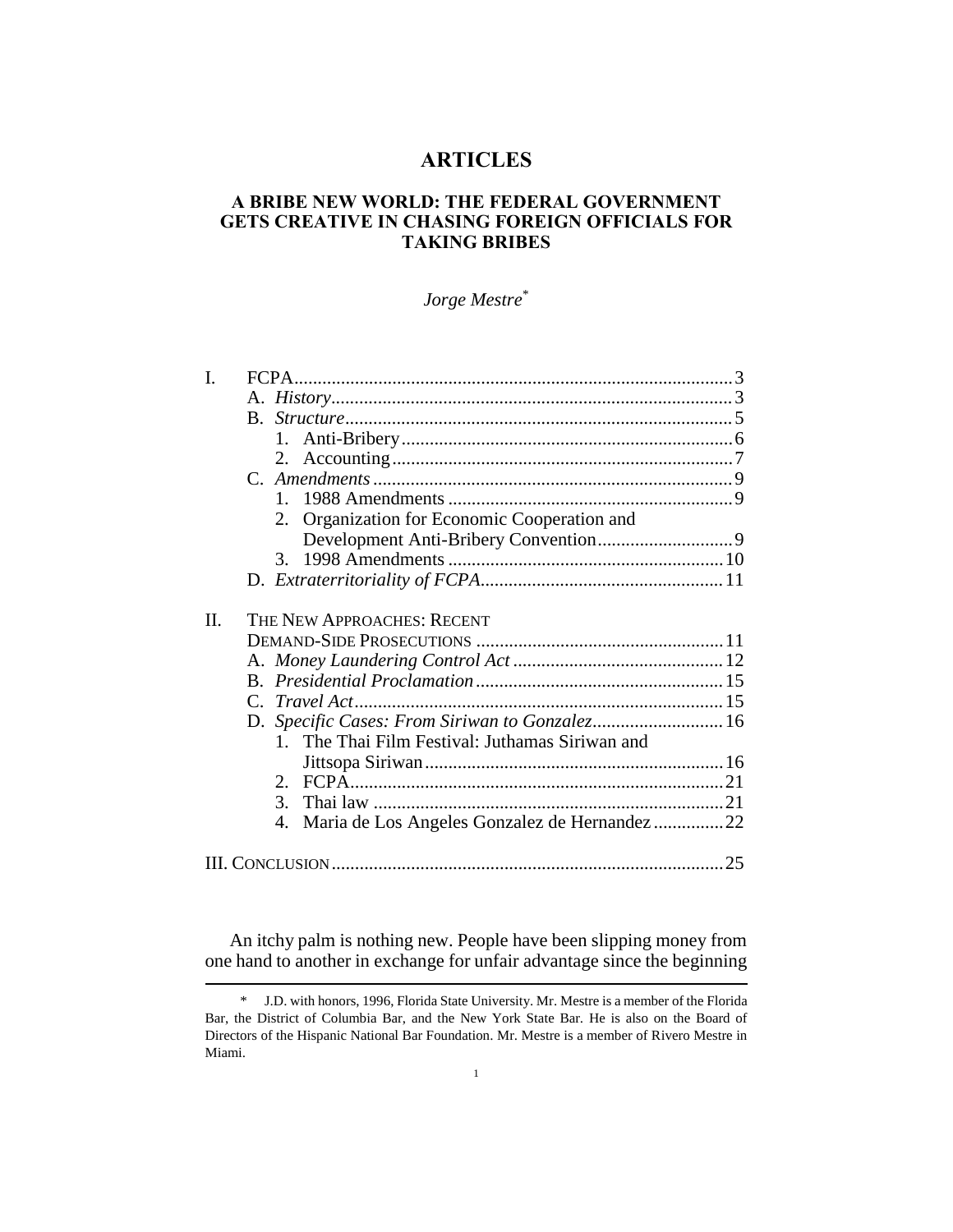# ARTICLES

## A BRIBE NEW WORLD: THE FEDERAL GOVERNMENT GETS CREATIVE IN CHASING FOREIGN OFFICIALS FOR TAKING BRIBES

*Jorge Mestre*[*]

I. FCPA ........ 3
  A. *History* ........ 3
  B. *Structure* ........ 5
    1. Anti-Bribery ........ 6
    2. Accounting ........ 7
  C. *Amendments* ........ 9
    1. 1988 Amendments ........ 9
    2. Organization for Economic Cooperation and Development Anti-Bribery Convention ........ 9
    3. 1998 Amendments ........ 10
  D. *Extraterritoriality of FCPA* ........ 11

II. THE NEW APPROACHES: RECENT DEMAND-SIDE PROSECUTIONS ........ 11
  A. *Money Laundering Control Act* ........ 12
  B. *Presidential Proclamation* ........ 15
  C. *Travel Act* ........ 15
  D. *Specific Cases: From Siriwan to Gonzalez* ........ 16
    1. The Thai Film Festival: Juthamas Siriwan and Jittsopa Siriwan ........ 16
    2. FCPA ........ 21
    3. Thai law ........ 21
    4. Maria de Los Angeles Gonzalez de Hernandez ........ 22

III. CONCLUSION ........ 25

An itchy palm is nothing new. People have been slipping money from one hand to another in exchange for unfair advantage since the beginning

---

[*] J.D. with honors, 1996, Florida State University. Mr. Mestre is a member of the Florida Bar, the District of Columbia Bar, and the New York State Bar. He is also on the Board of Directors of the Hispanic National Bar Foundation. Mr. Mestre is a member of Rivero Mestre in Miami.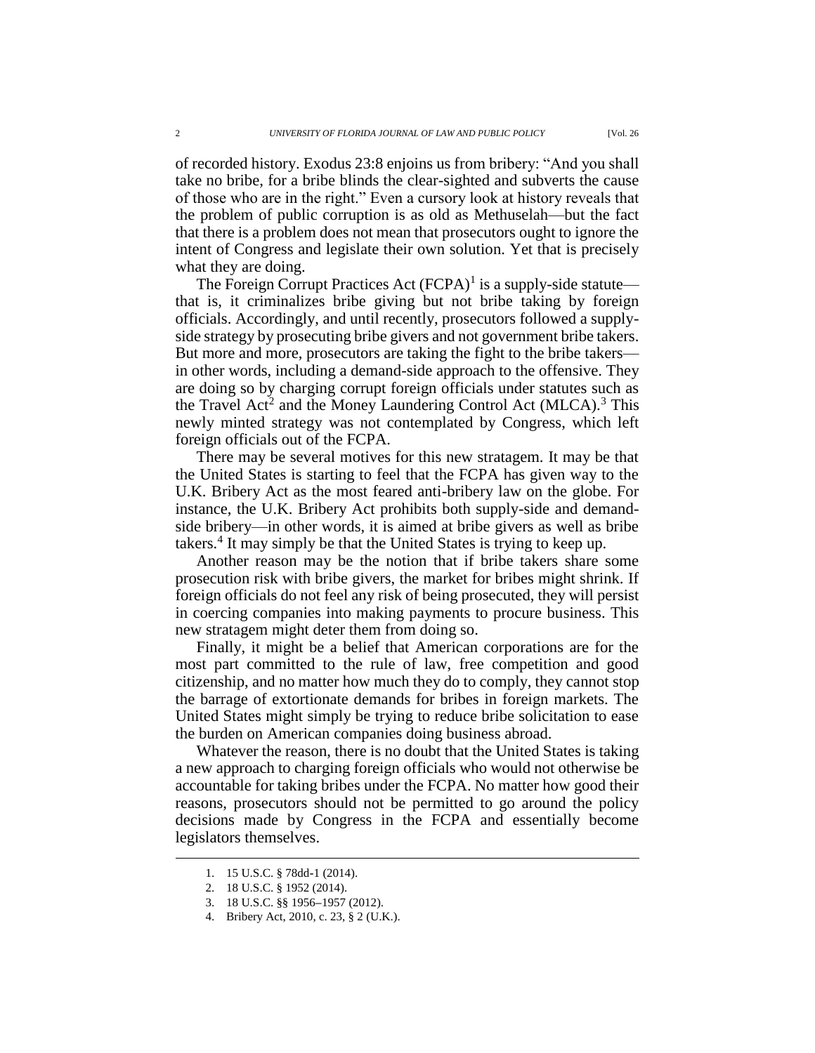of recorded history. Exodus 23:8 enjoins us from bribery: "And you shall take no bribe, for a bribe blinds the clear-sighted and subverts the cause of those who are in the right." Even a cursory look at history reveals that the problem of public corruption is as old as Methuselah—but the fact that there is a problem does not mean that prosecutors ought to ignore the intent of Congress and legislate their own solution. Yet that is precisely what they are doing.

The Foreign Corrupt Practices Act (FCPA)[1] is a supply-side statute—that is, it criminalizes bribe giving but not bribe taking by foreign officials. Accordingly, and until recently, prosecutors followed a supply-side strategy by prosecuting bribe givers and not government bribe takers. But more and more, prosecutors are taking the fight to the bribe takers—in other words, including a demand-side approach to the offensive. They are doing so by charging corrupt foreign officials under statutes such as the Travel Act[2] and the Money Laundering Control Act (MLCA).[3] This newly minted strategy was not contemplated by Congress, which left foreign officials out of the FCPA.

There may be several motives for this new stratagem. It may be that the United States is starting to feel that the FCPA has given way to the U.K. Bribery Act as the most feared anti-bribery law on the globe. For instance, the U.K. Bribery Act prohibits both supply-side and demand-side bribery—in other words, it is aimed at bribe givers as well as bribe takers.[4] It may simply be that the United States is trying to keep up.

Another reason may be the notion that if bribe takers share some prosecution risk with bribe givers, the market for bribes might shrink. If foreign officials do not feel any risk of being prosecuted, they will persist in coercing companies into making payments to procure business. This new stratagem might deter them from doing so.

Finally, it might be a belief that American corporations are for the most part committed to the rule of law, free competition and good citizenship, and no matter how much they do to comply, they cannot stop the barrage of extortionate demands for bribes in foreign markets. The United States might simply be trying to reduce bribe solicitation to ease the burden on American companies doing business abroad.

Whatever the reason, there is no doubt that the United States is taking a new approach to charging foreign officials who would not otherwise be accountable for taking bribes under the FCPA. No matter how good their reasons, prosecutors should not be permitted to go around the policy decisions made by Congress in the FCPA and essentially become legislators themselves.

---

1. 15 U.S.C. § 78dd-1 (2014).
2. 18 U.S.C. § 1952 (2014).
3. 18 U.S.C. §§ 1956–1957 (2012).
4. Bribery Act, 2010, c. 23, § 2 (U.K.).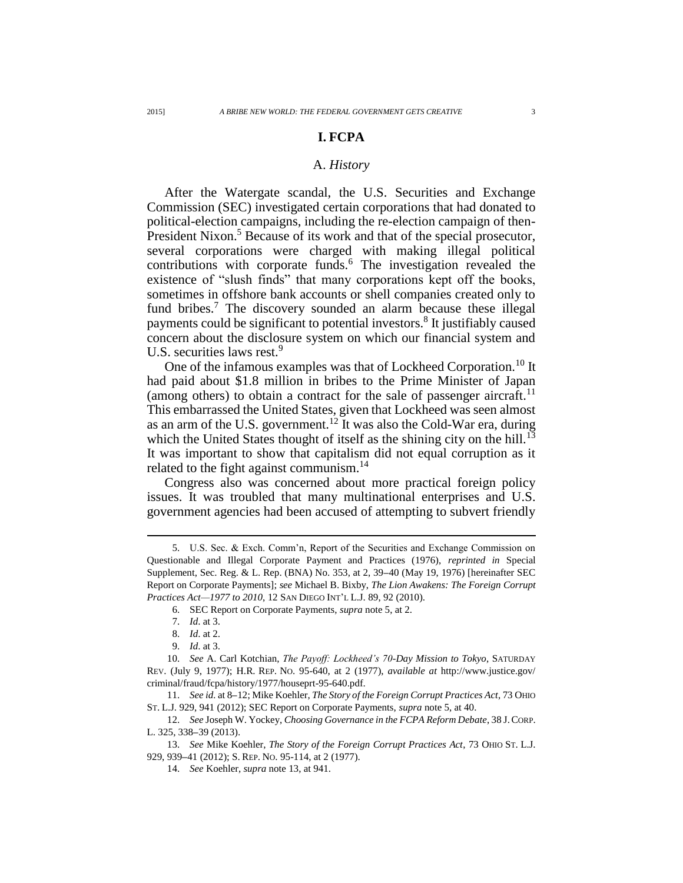# I. FCPA

## A. *History*

After the Watergate scandal, the U.S. Securities and Exchange Commission (SEC) investigated certain corporations that had donated to political-election campaigns, including the re-election campaign of then-President Nixon.[5] Because of its work and that of the special prosecutor, several corporations were charged with making illegal political contributions with corporate funds.[6] The investigation revealed the existence of "slush finds" that many corporations kept off the books, sometimes in offshore bank accounts or shell companies created only to fund bribes.[7] The discovery sounded an alarm because these illegal payments could be significant to potential investors.[8] It justifiably caused concern about the disclosure system on which our financial system and U.S. securities laws rest.[9]

One of the infamous examples was that of Lockheed Corporation.[10] It had paid about $1.8 million in bribes to the Prime Minister of Japan (among others) to obtain a contract for the sale of passenger aircraft.[11] This embarrassed the United States, given that Lockheed was seen almost as an arm of the U.S. government.[12] It was also the Cold-War era, during which the United States thought of itself as the shining city on the hill.[13] It was important to show that capitalism did not equal corruption as it related to the fight against communism.[14]

Congress also was concerned about more practical foreign policy issues. It was troubled that many multinational enterprises and U.S. government agencies had been accused of attempting to subvert friendly

---

5. U.S. Sec. & Exch. Comm'n, Report of the Securities and Exchange Commission on Questionable and Illegal Corporate Payment and Practices (1976), *reprinted in* Special Supplement, Sec. Reg. & L. Rep. (BNA) No. 353, at 2, 39–40 (May 19, 1976) [hereinafter SEC Report on Corporate Payments]; *see* Michael B. Bixby, *The Lion Awakens: The Foreign Corrupt Practices Act—1977 to 2010*, 12 SAN DIEGO INT'L L.J. 89, 92 (2010).

6. SEC Report on Corporate Payments, *supra* note 5, at 2.

7. *Id.* at 3.

8. *Id.* at 2.

9. *Id.* at 3.

10. *See* A. Carl Kotchian, *The Payoff: Lockheed's 70-Day Mission to Tokyo*, SATURDAY REV. (July 9, 1977); H.R. REP. NO. 95-640, at 2 (1977), *available at* http://www.justice.gov/criminal/fraud/fcpa/history/1977/houseprt-95-640.pdf.

11. *See id.* at 8–12; Mike Koehler, *The Story of the Foreign Corrupt Practices Act*, 73 OHIO ST. L.J. 929, 941 (2012); SEC Report on Corporate Payments, *supra* note 5, at 40.

12. *See* Joseph W. Yockey, *Choosing Governance in the FCPA Reform Debate*, 38 J. CORP. L. 325, 338–39 (2013).

13. *See* Mike Koehler, *The Story of the Foreign Corrupt Practices Act*, 73 OHIO ST. L.J. 929, 939–41 (2012); S. REP. NO. 95-114, at 2 (1977).

14. *See* Koehler, *supra* note 13, at 941.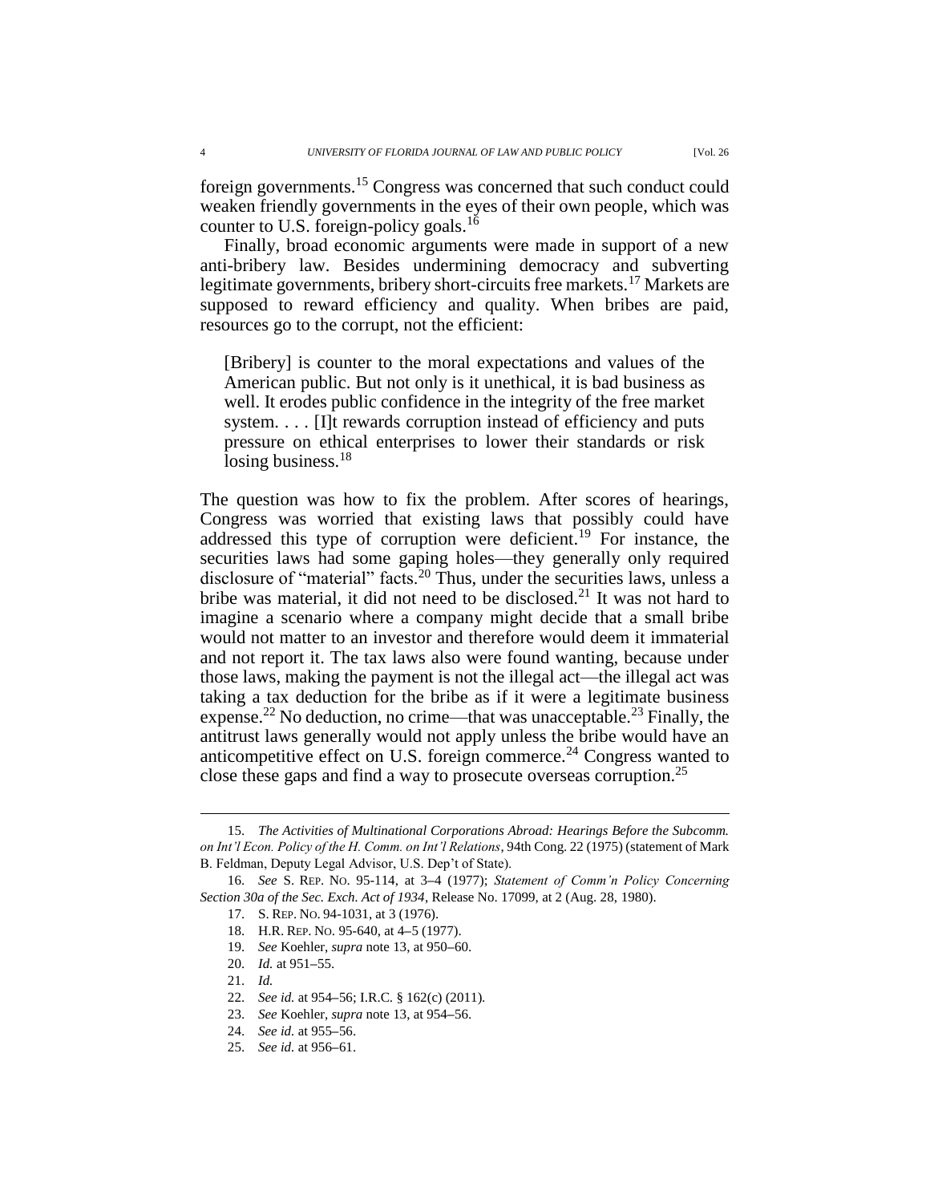foreign governments.[15] Congress was concerned that such conduct could weaken friendly governments in the eyes of their own people, which was counter to U.S. foreign-policy goals.[16]

Finally, broad economic arguments were made in support of a new anti-bribery law. Besides undermining democracy and subverting legitimate governments, bribery short-circuits free markets.[17] Markets are supposed to reward efficiency and quality. When bribes are paid, resources go to the corrupt, not the efficient:

> [Bribery] is counter to the moral expectations and values of the American public. But not only is it unethical, it is bad business as well. It erodes public confidence in the integrity of the free market system. . . . [I]t rewards corruption instead of efficiency and puts pressure on ethical enterprises to lower their standards or risk losing business.[18]

The question was how to fix the problem. After scores of hearings, Congress was worried that existing laws that possibly could have addressed this type of corruption were deficient.[19] For instance, the securities laws had some gaping holes—they generally only required disclosure of "material" facts.[20] Thus, under the securities laws, unless a bribe was material, it did not need to be disclosed.[21] It was not hard to imagine a scenario where a company might decide that a small bribe would not matter to an investor and therefore would deem it immaterial and not report it. The tax laws also were found wanting, because under those laws, making the payment is not the illegal act—the illegal act was taking a tax deduction for the bribe as if it were a legitimate business expense.[22] No deduction, no crime—that was unacceptable.[23] Finally, the antitrust laws generally would not apply unless the bribe would have an anticompetitive effect on U.S. foreign commerce.[24] Congress wanted to close these gaps and find a way to prosecute overseas corruption.[25]

---

15. *The Activities of Multinational Corporations Abroad: Hearings Before the Subcomm. on Int'l Econ. Policy of the H. Comm. on Int'l Relations*, 94th Cong. 22 (1975) (statement of Mark B. Feldman, Deputy Legal Advisor, U.S. Dep't of State).

16. *See* S. REP. NO. 95-114, at 3–4 (1977); *Statement of Comm'n Policy Concerning Section 30a of the Sec. Exch. Act of 1934*, Release No. 17099, at 2 (Aug. 28, 1980).

17. S. REP. NO. 94-1031, at 3 (1976).

18. H.R. REP. NO. 95-640, at 4–5 (1977).

19. *See* Koehler, *supra* note 13, at 950–60.

20. *Id.* at 951–55.

21. *Id.*

22. *See id.* at 954–56; I.R.C. § 162(c) (2011).

23. *See* Koehler, *supra* note 13, at 954–56.

24. *See id.* at 955–56.

25. *See id.* at 956–61.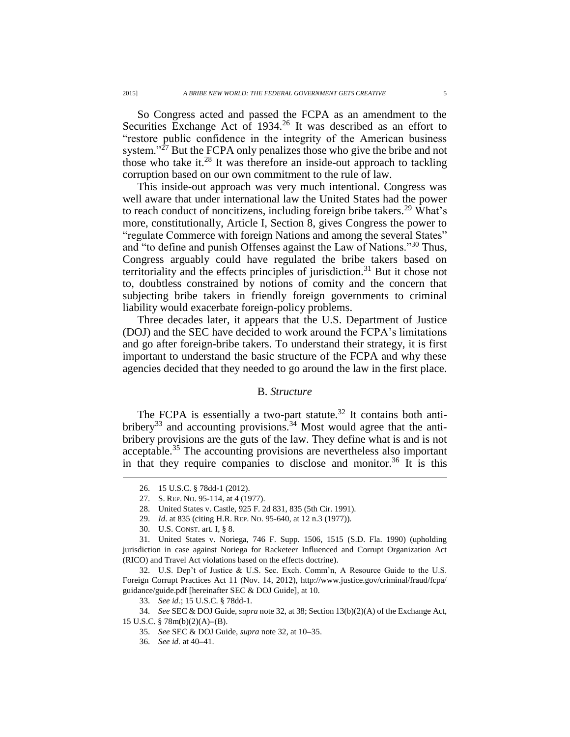So Congress acted and passed the FCPA as an amendment to the Securities Exchange Act of 1934.[26] It was described as an effort to "restore public confidence in the integrity of the American business system."[27] But the FCPA only penalizes those who give the bribe and not those who take it.[28] It was therefore an inside-out approach to tackling corruption based on our own commitment to the rule of law.

This inside-out approach was very much intentional. Congress was well aware that under international law the United States had the power to reach conduct of noncitizens, including foreign bribe takers.[29] What's more, constitutionally, Article I, Section 8, gives Congress the power to "regulate Commerce with foreign Nations and among the several States" and "to define and punish Offenses against the Law of Nations."[30] Thus, Congress arguably could have regulated the bribe takers based on territoriality and the effects principles of jurisdiction.[31] But it chose not to, doubtless constrained by notions of comity and the concern that subjecting bribe takers in friendly foreign governments to criminal liability would exacerbate foreign-policy problems.

Three decades later, it appears that the U.S. Department of Justice (DOJ) and the SEC have decided to work around the FCPA's limitations and go after foreign-bribe takers. To understand their strategy, it is first important to understand the basic structure of the FCPA and why these agencies decided that they needed to go around the law in the first place.

### B. *Structure*

The FCPA is essentially a two-part statute.[32] It contains both anti-bribery[33] and accounting provisions.[34] Most would agree that the anti-bribery provisions are the guts of the law. They define what is and is not acceptable.[35] The accounting provisions are nevertheless also important in that they require companies to disclose and monitor.[36] It is this

---

26. 15 U.S.C. § 78dd-1 (2012).

27. S. REP. NO. 95-114, at 4 (1977).

28. United States v. Castle, 925 F. 2d 831, 835 (5th Cir. 1991).

29. *Id.* at 835 (citing H.R. REP. NO. 95-640, at 12 n.3 (1977)).

30. U.S. CONST. art. I, § 8.

31. United States v. Noriega, 746 F. Supp. 1506, 1515 (S.D. Fla. 1990) (upholding jurisdiction in case against Noriega for Racketeer Influenced and Corrupt Organization Act (RICO) and Travel Act violations based on the effects doctrine).

32. U.S. Dep't of Justice & U.S. Sec. Exch. Comm'n, A Resource Guide to the U.S. Foreign Corrupt Practices Act 11 (Nov. 14, 2012), http://www.justice.gov/criminal/fraud/fcpa/guidance/guide.pdf [hereinafter SEC & DOJ Guide], at 10.

33. *See id.*; 15 U.S.C. § 78dd-1.

34. *See* SEC & DOJ Guide, *supra* note 32, at 38; Section 13(b)(2)(A) of the Exchange Act, 15 U.S.C. § 78m(b)(2)(A)–(B).

35. *See* SEC & DOJ Guide, *supra* note 32, at 10–35.

36. *See id.* at 40–41.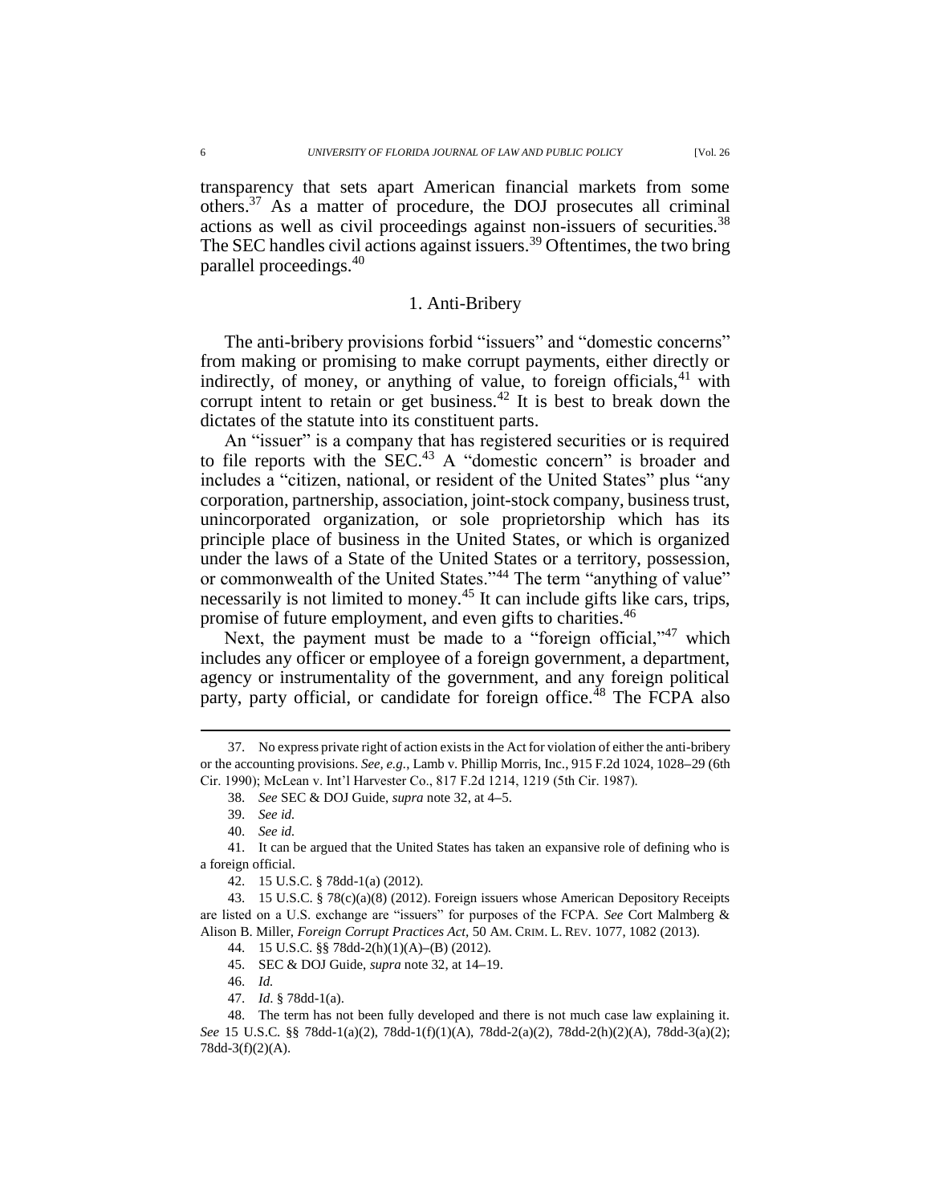transparency that sets apart American financial markets from some others.[37] As a matter of procedure, the DOJ prosecutes all criminal actions as well as civil proceedings against non-issuers of securities.[38] The SEC handles civil actions against issuers.[39] Oftentimes, the two bring parallel proceedings.[40]

### 1. Anti-Bribery

The anti-bribery provisions forbid "issuers" and "domestic concerns" from making or promising to make corrupt payments, either directly or indirectly, of money, or anything of value, to foreign officials,[41] with corrupt intent to retain or get business.[42] It is best to break down the dictates of the statute into its constituent parts.

An "issuer" is a company that has registered securities or is required to file reports with the SEC.[43] A "domestic concern" is broader and includes a "citizen, national, or resident of the United States" plus "any corporation, partnership, association, joint-stock company, business trust, unincorporated organization, or sole proprietorship which has its principle place of business in the United States, or which is organized under the laws of a State of the United States or a territory, possession, or commonwealth of the United States."[44] The term "anything of value" necessarily is not limited to money.[45] It can include gifts like cars, trips, promise of future employment, and even gifts to charities.[46]

Next, the payment must be made to a "foreign official,"[47] which includes any officer or employee of a foreign government, a department, agency or instrumentality of the government, and any foreign political party, party official, or candidate for foreign office.[48] The FCPA also

---

37. No express private right of action exists in the Act for violation of either the anti-bribery or the accounting provisions. *See, e.g.*, Lamb v. Phillip Morris, Inc., 915 F.2d 1024, 1028–29 (6th Cir. 1990); McLean v. Int'l Harvester Co., 817 F.2d 1214, 1219 (5th Cir. 1987).

38. *See* SEC & DOJ Guide, *supra* note 32, at 4–5.

39. *See id.*

40. *See id.*

41. It can be argued that the United States has taken an expansive role of defining who is a foreign official.

42. 15 U.S.C. § 78dd-1(a) (2012).

43. 15 U.S.C. § 78(c)(a)(8) (2012). Foreign issuers whose American Depository Receipts are listed on a U.S. exchange are "issuers" for purposes of the FCPA. *See* Cort Malmberg & Alison B. Miller, *Foreign Corrupt Practices Act*, 50 AM. CRIM. L. REV. 1077, 1082 (2013).

44. 15 U.S.C. §§ 78dd-2(h)(1)(A)–(B) (2012).

45. SEC & DOJ Guide, *supra* note 32, at 14–19.

46. *Id.*

47. *Id*. § 78dd-1(a).

48. The term has not been fully developed and there is not much case law explaining it. *See* 15 U.S.C. §§ 78dd-1(a)(2), 78dd-1(f)(1)(A), 78dd-2(a)(2), 78dd-2(h)(2)(A), 78dd-3(a)(2); 78dd-3(f)(2)(A).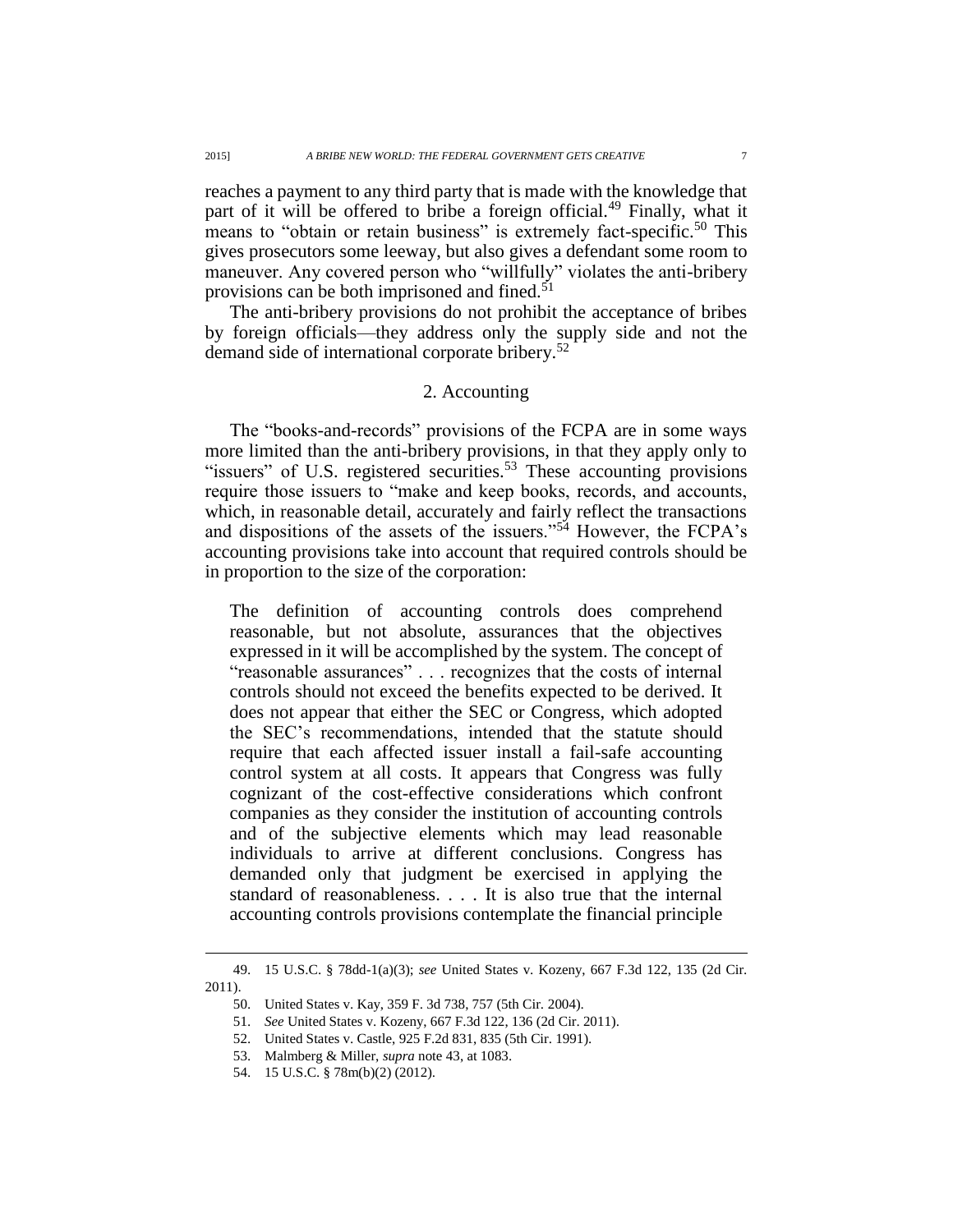reaches a payment to any third party that is made with the knowledge that part of it will be offered to bribe a foreign official.[49] Finally, what it means to "obtain or retain business" is extremely fact-specific.[50] This gives prosecutors some leeway, but also gives a defendant some room to maneuver. Any covered person who "willfully" violates the anti-bribery provisions can be both imprisoned and fined.[51]

The anti-bribery provisions do not prohibit the acceptance of bribes by foreign officials—they address only the supply side and not the demand side of international corporate bribery.[52]

### 2. Accounting

The "books-and-records" provisions of the FCPA are in some ways more limited than the anti-bribery provisions, in that they apply only to "issuers" of U.S. registered securities.[53] These accounting provisions require those issuers to "make and keep books, records, and accounts, which, in reasonable detail, accurately and fairly reflect the transactions and dispositions of the assets of the issuers."[54] However, the FCPA's accounting provisions take into account that required controls should be in proportion to the size of the corporation:

> The definition of accounting controls does comprehend reasonable, but not absolute, assurances that the objectives expressed in it will be accomplished by the system. The concept of "reasonable assurances" . . . recognizes that the costs of internal controls should not exceed the benefits expected to be derived. It does not appear that either the SEC or Congress, which adopted the SEC's recommendations, intended that the statute should require that each affected issuer install a fail-safe accounting control system at all costs. It appears that Congress was fully cognizant of the cost-effective considerations which confront companies as they consider the institution of accounting controls and of the subjective elements which may lead reasonable individuals to arrive at different conclusions. Congress has demanded only that judgment be exercised in applying the standard of reasonableness. . . . It is also true that the internal accounting controls provisions contemplate the financial principle

---

49. 15 U.S.C. § 78dd-1(a)(3); *see* United States v. Kozeny, 667 F.3d 122, 135 (2d Cir. 2011).

50. United States v. Kay, 359 F. 3d 738, 757 (5th Cir. 2004).

51. *See* United States v. Kozeny, 667 F.3d 122, 136 (2d Cir. 2011).

52. United States v. Castle, 925 F.2d 831, 835 (5th Cir. 1991).

53. Malmberg & Miller, *supra* note 43, at 1083.

54. 15 U.S.C. § 78m(b)(2) (2012).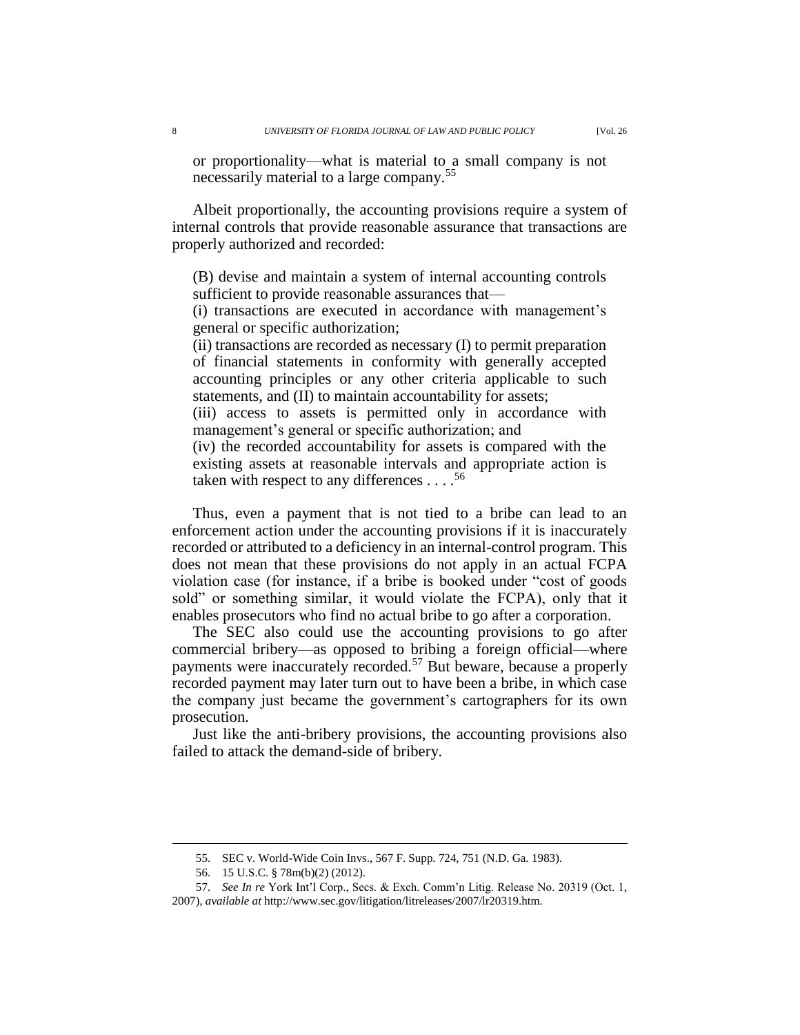or proportionality—what is material to a small company is not necessarily material to a large company.[55]

Albeit proportionally, the accounting provisions require a system of internal controls that provide reasonable assurance that transactions are properly authorized and recorded:

> (B) devise and maintain a system of internal accounting controls sufficient to provide reasonable assurances that—
> (i) transactions are executed in accordance with management's general or specific authorization;
> (ii) transactions are recorded as necessary (I) to permit preparation of financial statements in conformity with generally accepted accounting principles or any other criteria applicable to such statements, and (II) to maintain accountability for assets;
> (iii) access to assets is permitted only in accordance with management's general or specific authorization; and
> (iv) the recorded accountability for assets is compared with the existing assets at reasonable intervals and appropriate action is taken with respect to any differences . . . .[56]

Thus, even a payment that is not tied to a bribe can lead to an enforcement action under the accounting provisions if it is inaccurately recorded or attributed to a deficiency in an internal-control program. This does not mean that these provisions do not apply in an actual FCPA violation case (for instance, if a bribe is booked under "cost of goods sold" or something similar, it would violate the FCPA), only that it enables prosecutors who find no actual bribe to go after a corporation.

The SEC also could use the accounting provisions to go after commercial bribery—as opposed to bribing a foreign official—where payments were inaccurately recorded.[57] But beware, because a properly recorded payment may later turn out to have been a bribe, in which case the company just became the government's cartographers for its own prosecution.

Just like the anti-bribery provisions, the accounting provisions also failed to attack the demand-side of bribery.

---

55. SEC v. World-Wide Coin Invs., 567 F. Supp. 724, 751 (N.D. Ga. 1983).

56. 15 U.S.C. § 78m(b)(2) (2012).

57. *See In re* York Int'l Corp., Secs. & Exch. Comm'n Litig. Release No. 20319 (Oct. 1, 2007), *available at* http://www.sec.gov/litigation/litreleases/2007/lr20319.htm.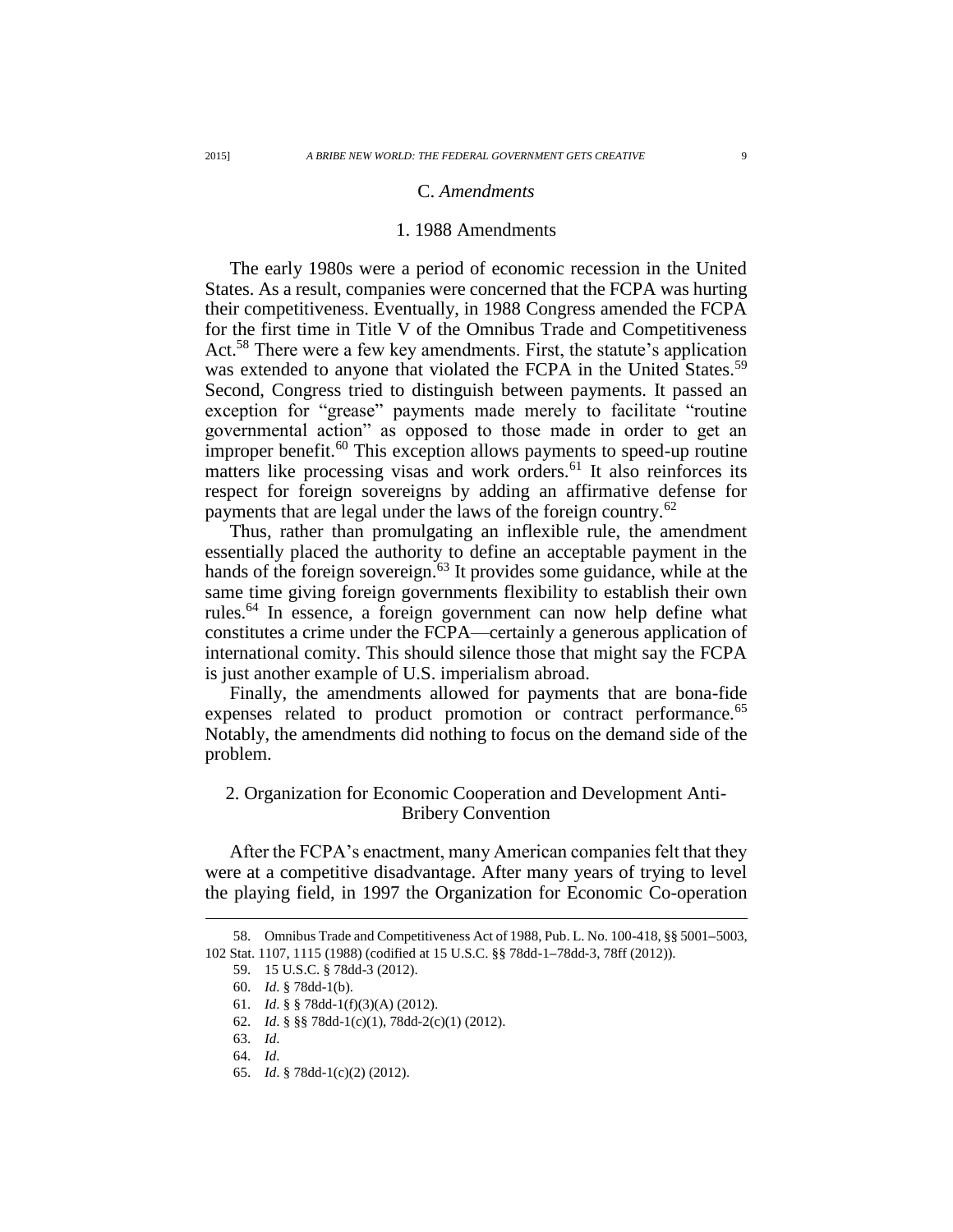### C. *Amendments*

#### 1. 1988 Amendments

The early 1980s were a period of economic recession in the United States. As a result, companies were concerned that the FCPA was hurting their competitiveness. Eventually, in 1988 Congress amended the FCPA for the first time in Title V of the Omnibus Trade and Competitiveness Act.[58] There were a few key amendments. First, the statute's application was extended to anyone that violated the FCPA in the United States.[59] Second, Congress tried to distinguish between payments. It passed an exception for "grease" payments made merely to facilitate "routine governmental action" as opposed to those made in order to get an improper benefit.[60] This exception allows payments to speed-up routine matters like processing visas and work orders.[61] It also reinforces its respect for foreign sovereigns by adding an affirmative defense for payments that are legal under the laws of the foreign country.[62]

Thus, rather than promulgating an inflexible rule, the amendment essentially placed the authority to define an acceptable payment in the hands of the foreign sovereign.[63] It provides some guidance, while at the same time giving foreign governments flexibility to establish their own rules.[64] In essence, a foreign government can now help define what constitutes a crime under the FCPA—certainly a generous application of international comity. This should silence those that might say the FCPA is just another example of U.S. imperialism abroad.

Finally, the amendments allowed for payments that are bona-fide expenses related to product promotion or contract performance.[65] Notably, the amendments did nothing to focus on the demand side of the problem.

#### 2. Organization for Economic Cooperation and Development Anti-Bribery Convention

After the FCPA's enactment, many American companies felt that they were at a competitive disadvantage. After many years of trying to level the playing field, in 1997 the Organization for Economic Co-operation

---

58. Omnibus Trade and Competitiveness Act of 1988, Pub. L. No. 100-418, §§ 5001–5003, 102 Stat. 1107, 1115 (1988) (codified at 15 U.S.C. §§ 78dd-1–78dd-3, 78ff (2012)).

59. 15 U.S.C. § 78dd-3 (2012).

60. *Id*. § 78dd-1(b).

61. *Id*. § § 78dd-1(f)(3)(A) (2012).

62. *Id*. § §§ 78dd-1(c)(1), 78dd-2(c)(1) (2012).

63. *Id*.

64. *Id*.

65. *Id*. § 78dd-1(c)(2) (2012).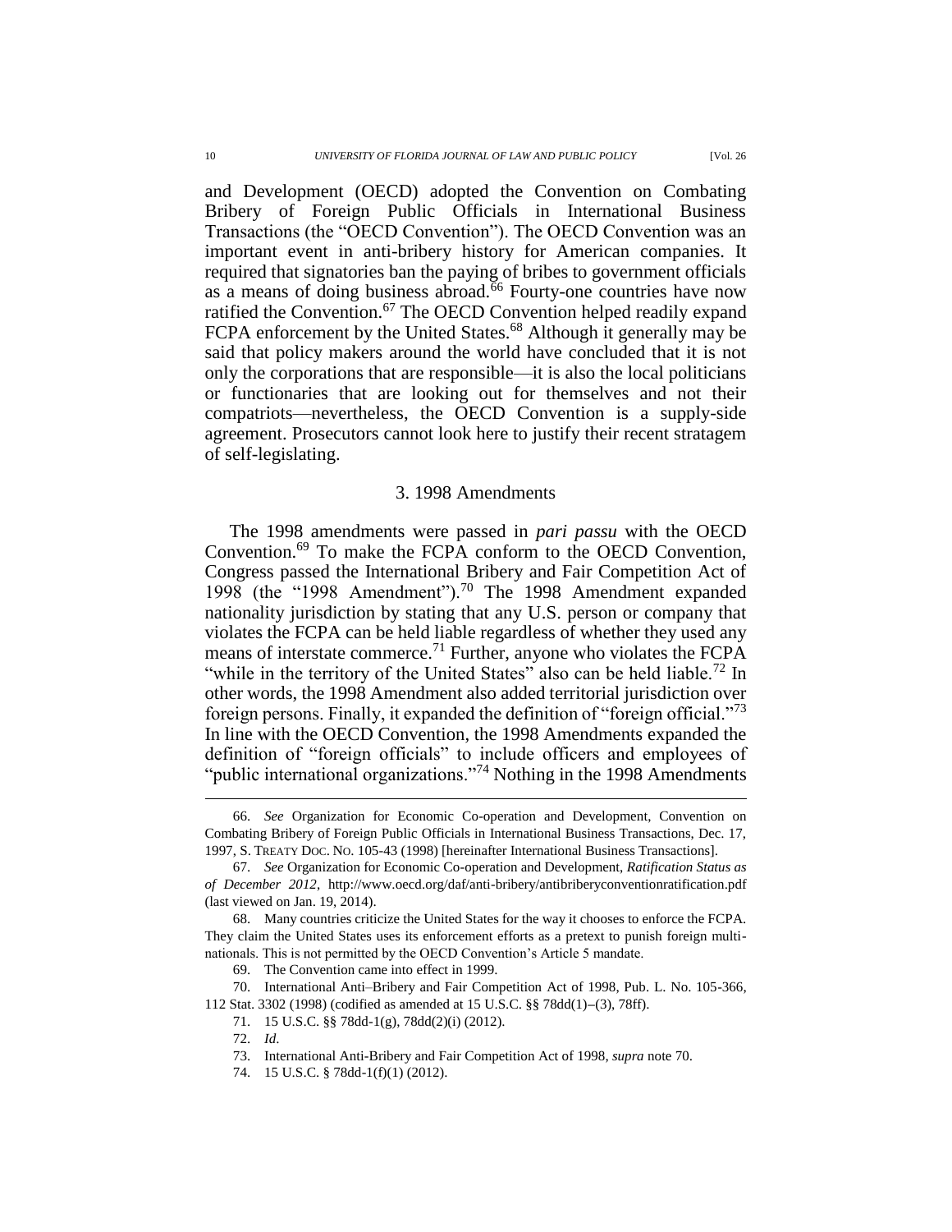and Development (OECD) adopted the Convention on Combating Bribery of Foreign Public Officials in International Business Transactions (the "OECD Convention"). The OECD Convention was an important event in anti-bribery history for American companies. It required that signatories ban the paying of bribes to government officials as a means of doing business abroad.[66] Fourty-one countries have now ratified the Convention.[67] The OECD Convention helped readily expand FCPA enforcement by the United States.[68] Although it generally may be said that policy makers around the world have concluded that it is not only the corporations that are responsible—it is also the local politicians or functionaries that are looking out for themselves and not their compatriots—nevertheless, the OECD Convention is a supply-side agreement. Prosecutors cannot look here to justify their recent stratagem of self-legislating.

### 3. 1998 Amendments

The 1998 amendments were passed in *pari passu* with the OECD Convention.[69] To make the FCPA conform to the OECD Convention, Congress passed the International Bribery and Fair Competition Act of 1998 (the "1998 Amendment").[70] The 1998 Amendment expanded nationality jurisdiction by stating that any U.S. person or company that violates the FCPA can be held liable regardless of whether they used any means of interstate commerce.[71] Further, anyone who violates the FCPA "while in the territory of the United States" also can be held liable.[72] In other words, the 1998 Amendment also added territorial jurisdiction over foreign persons. Finally, it expanded the definition of "foreign official."[73] In line with the OECD Convention, the 1998 Amendments expanded the definition of "foreign officials" to include officers and employees of "public international organizations."[74] Nothing in the 1998 Amendments

---

66. *See* Organization for Economic Co-operation and Development, Convention on Combating Bribery of Foreign Public Officials in International Business Transactions, Dec. 17, 1997, S. TREATY DOC. NO. 105-43 (1998) [hereinafter International Business Transactions].

67. *See* Organization for Economic Co-operation and Development, *Ratification Status as of December 2012*, http://www.oecd.org/daf/anti-bribery/antibriberyconventionratification.pdf (last viewed on Jan. 19, 2014).

68. Many countries criticize the United States for the way it chooses to enforce the FCPA. They claim the United States uses its enforcement efforts as a pretext to punish foreign multi-nationals. This is not permitted by the OECD Convention's Article 5 mandate.

69. The Convention came into effect in 1999.

70. International Anti–Bribery and Fair Competition Act of 1998, Pub. L. No. 105-366, 112 Stat. 3302 (1998) (codified as amended at 15 U.S.C. §§ 78dd(1)–(3), 78ff).

71. 15 U.S.C. §§ 78dd-1(g), 78dd(2)(i) (2012).

72. *Id*.

73. International Anti-Bribery and Fair Competition Act of 1998, *supra* note 70.

74. 15 U.S.C. § 78dd-1(f)(1) (2012).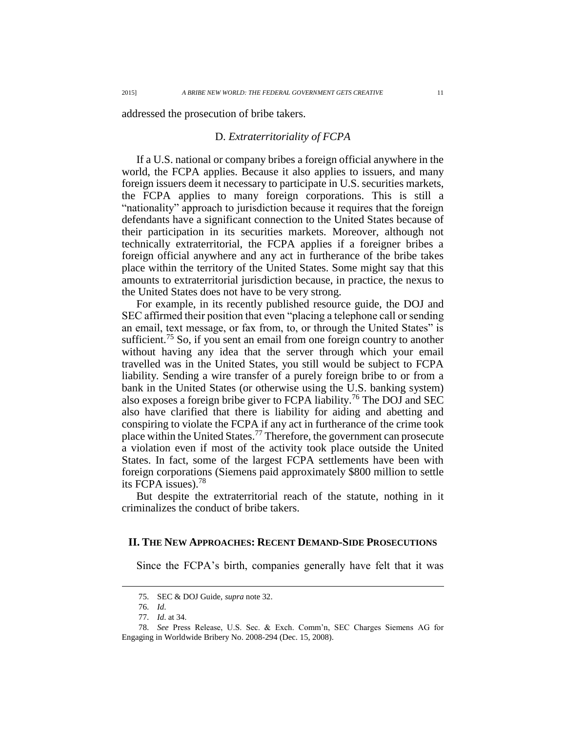addressed the prosecution of bribe takers.

### D. *Extraterritoriality of FCPA*

If a U.S. national or company bribes a foreign official anywhere in the world, the FCPA applies. Because it also applies to issuers, and many foreign issuers deem it necessary to participate in U.S. securities markets, the FCPA applies to many foreign corporations. This is still a "nationality" approach to jurisdiction because it requires that the foreign defendants have a significant connection to the United States because of their participation in its securities markets. Moreover, although not technically extraterritorial, the FCPA applies if a foreigner bribes a foreign official anywhere and any act in furtherance of the bribe takes place within the territory of the United States. Some might say that this amounts to extraterritorial jurisdiction because, in practice, the nexus to the United States does not have to be very strong.

For example, in its recently published resource guide, the DOJ and SEC affirmed their position that even "placing a telephone call or sending an email, text message, or fax from, to, or through the United States" is sufficient.[75] So, if you sent an email from one foreign country to another without having any idea that the server through which your email travelled was in the United States, you still would be subject to FCPA liability. Sending a wire transfer of a purely foreign bribe to or from a bank in the United States (or otherwise using the U.S. banking system) also exposes a foreign bribe giver to FCPA liability.[76] The DOJ and SEC also have clarified that there is liability for aiding and abetting and conspiring to violate the FCPA if any act in furtherance of the crime took place within the United States.[77] Therefore, the government can prosecute a violation even if most of the activity took place outside the United States. In fact, some of the largest FCPA settlements have been with foreign corporations (Siemens paid approximately $800 million to settle its FCPA issues).[78]

But despite the extraterritorial reach of the statute, nothing in it criminalizes the conduct of bribe takers.

## II. The New Approaches: Recent Demand-Side Prosecutions

Since the FCPA's birth, companies generally have felt that it was

---

75. SEC & DOJ Guide, *supra* note 32.

76. *Id*.

77. *Id*. at 34.

78. *See* Press Release, U.S. Sec. & Exch. Comm'n, SEC Charges Siemens AG for Engaging in Worldwide Bribery No. 2008-294 (Dec. 15, 2008).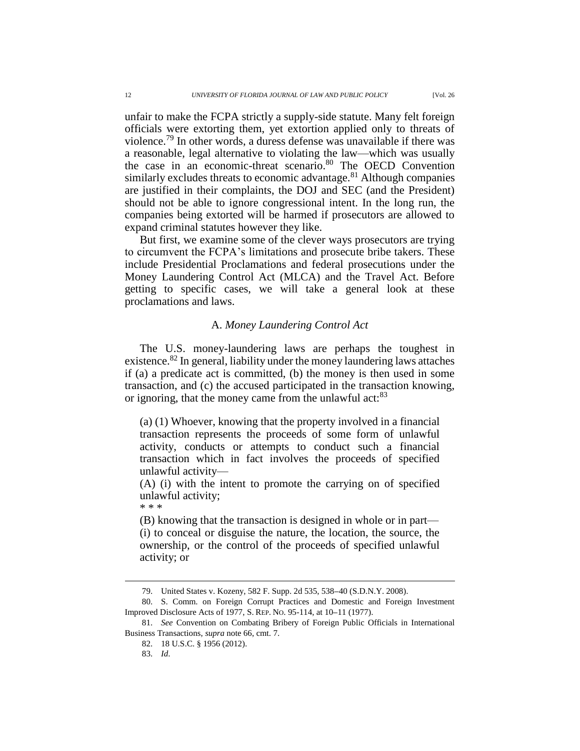unfair to make the FCPA strictly a supply-side statute. Many felt foreign officials were extorting them, yet extortion applied only to threats of violence.[79] In other words, a duress defense was unavailable if there was a reasonable, legal alternative to violating the law—which was usually the case in an economic-threat scenario.[80] The OECD Convention similarly excludes threats to economic advantage.[81] Although companies are justified in their complaints, the DOJ and SEC (and the President) should not be able to ignore congressional intent. In the long run, the companies being extorted will be harmed if prosecutors are allowed to expand criminal statutes however they like.

But first, we examine some of the clever ways prosecutors are trying to circumvent the FCPA's limitations and prosecute bribe takers. These include Presidential Proclamations and federal prosecutions under the Money Laundering Control Act (MLCA) and the Travel Act. Before getting to specific cases, we will take a general look at these proclamations and laws.

### A. *Money Laundering Control Act*

The U.S. money-laundering laws are perhaps the toughest in existence.[82] In general, liability under the money laundering laws attaches if (a) a predicate act is committed, (b) the money is then used in some transaction, and (c) the accused participated in the transaction knowing, or ignoring, that the money came from the unlawful act:[83]

> (a) (1) Whoever, knowing that the property involved in a financial transaction represents the proceeds of some form of unlawful activity, conducts or attempts to conduct such a financial transaction which in fact involves the proceeds of specified unlawful activity—
>
> (A) (i) with the intent to promote the carrying on of specified unlawful activity;
>
> * * *
>
> (B) knowing that the transaction is designed in whole or in part—
>
> (i) to conceal or disguise the nature, the location, the source, the ownership, or the control of the proceeds of specified unlawful activity; or

---

79. United States v. Kozeny, 582 F. Supp. 2d 535, 538–40 (S.D.N.Y. 2008).

80. S. Comm. on Foreign Corrupt Practices and Domestic and Foreign Investment Improved Disclosure Acts of 1977, S. REP. NO. 95-114, at 10–11 (1977).

81. *See* Convention on Combating Bribery of Foreign Public Officials in International Business Transactions, *supra* note 66, cmt. 7.

82. 18 U.S.C. § 1956 (2012).

83. *Id.*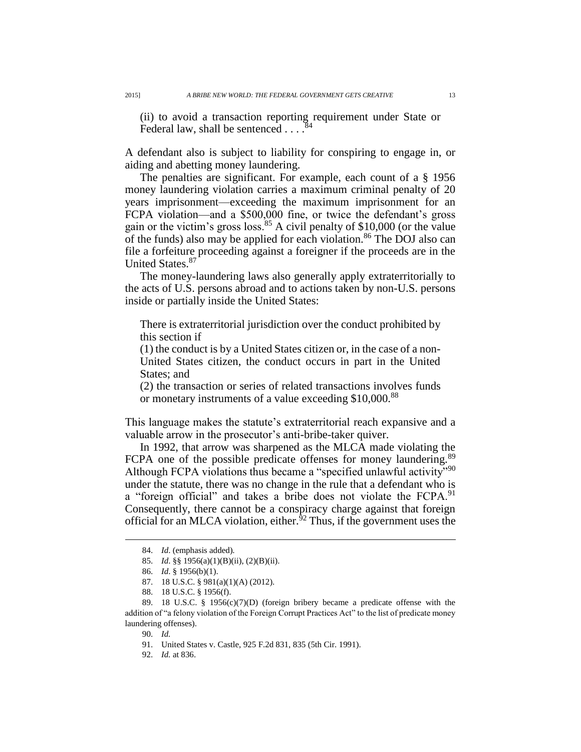> (ii) to avoid a transaction reporting requirement under State or Federal law, shall be sentenced . . . .[84]

A defendant also is subject to liability for conspiring to engage in, or aiding and abetting money laundering.

The penalties are significant. For example, each count of a § 1956 money laundering violation carries a maximum criminal penalty of 20 years imprisonment—exceeding the maximum imprisonment for an FCPA violation—and a $500,000 fine, or twice the defendant's gross gain or the victim's gross loss.[85] A civil penalty of $10,000 (or the value of the funds) also may be applied for each violation.[86] The DOJ also can file a forfeiture proceeding against a foreigner if the proceeds are in the United States.[87]

The money-laundering laws also generally apply extraterritorially to the acts of U.S. persons abroad and to actions taken by non-U.S. persons inside or partially inside the United States:

> There is extraterritorial jurisdiction over the conduct prohibited by this section if
>
> (1) the conduct is by a United States citizen or, in the case of a non-United States citizen, the conduct occurs in part in the United States; and
>
> (2) the transaction or series of related transactions involves funds or monetary instruments of a value exceeding $10,000.[88]

This language makes the statute's extraterritorial reach expansive and a valuable arrow in the prosecutor's anti-bribe-taker quiver.

In 1992, that arrow was sharpened as the MLCA made violating the FCPA one of the possible predicate offenses for money laundering.[89] Although FCPA violations thus became a "specified unlawful activity"[90] under the statute, there was no change in the rule that a defendant who is a "foreign official" and takes a bribe does not violate the FCPA.[91] Consequently, there cannot be a conspiracy charge against that foreign official for an MLCA violation, either.[92] Thus, if the government uses the

---

84. *Id*. (emphasis added).

85. *Id*. §§ 1956(a)(1)(B)(ii), (2)(B)(ii).

86. *Id*. § 1956(b)(1).

87. 18 U.S.C. § 981(a)(1)(A) (2012).

88. 18 U.S.C. § 1956(f).

89. 18 U.S.C. § 1956(c)(7)(D) (foreign bribery became a predicate offense with the addition of "a felony violation of the Foreign Corrupt Practices Act" to the list of predicate money laundering offenses).

90. *Id.*

91. United States v. Castle, 925 F.2d 831, 835 (5th Cir. 1991).

92. *Id.* at 836.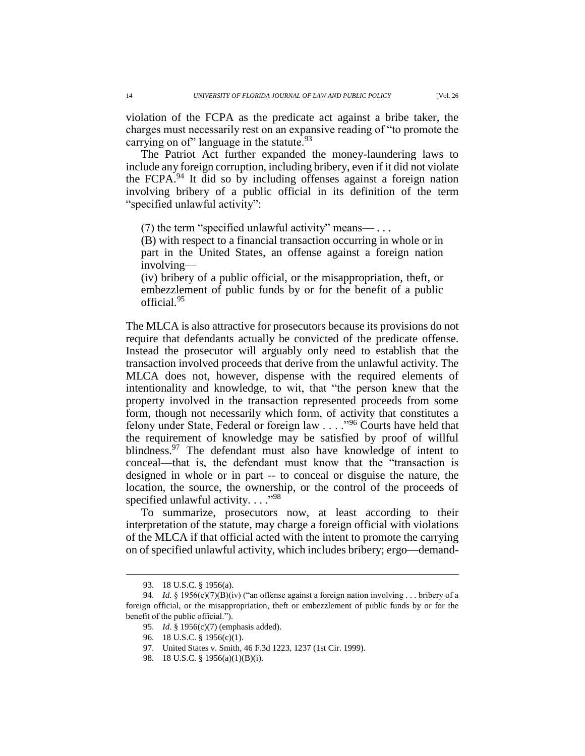violation of the FCPA as the predicate act against a bribe taker, the charges must necessarily rest on an expansive reading of "to promote the carrying on of" language in the statute.[93]

The Patriot Act further expanded the money-laundering laws to include any foreign corruption, including bribery, even if it did not violate the FCPA.[94] It did so by including offenses against a foreign nation involving bribery of a public official in its definition of the term "specified unlawful activity":

> (7) the term "specified unlawful activity" means— . . .
> (B) with respect to a financial transaction occurring in whole or in part in the United States, an offense against a foreign nation involving—
> (iv) bribery of a public official, or the misappropriation, theft, or embezzlement of public funds by or for the benefit of a public official.[95]

The MLCA is also attractive for prosecutors because its provisions do not require that defendants actually be convicted of the predicate offense. Instead the prosecutor will arguably only need to establish that the transaction involved proceeds that derive from the unlawful activity. The MLCA does not, however, dispense with the required elements of intentionality and knowledge, to wit, that "the person knew that the property involved in the transaction represented proceeds from some form, though not necessarily which form, of activity that constitutes a felony under State, Federal or foreign law . . . ."[96] Courts have held that the requirement of knowledge may be satisfied by proof of willful blindness.[97] The defendant must also have knowledge of intent to conceal—that is, the defendant must know that the "transaction is designed in whole or in part -- to conceal or disguise the nature, the location, the source, the ownership, or the control of the proceeds of specified unlawful activity. . . ."[98]

To summarize, prosecutors now, at least according to their interpretation of the statute, may charge a foreign official with violations of the MLCA if that official acted with the intent to promote the carrying on of specified unlawful activity, which includes bribery; ergo—demand-

---

93. 18 U.S.C. § 1956(a).

94. *Id.* § 1956(c)(7)(B)(iv) ("an offense against a foreign nation involving . . . bribery of a foreign official, or the misappropriation, theft or embezzlement of public funds by or for the benefit of the public official.").

95. *Id*. § 1956(c)(7) (emphasis added).

96. 18 U.S.C. § 1956(c)(1).

97. United States v. Smith, 46 F.3d 1223, 1237 (1st Cir. 1999).

98. 18 U.S.C. § 1956(a)(1)(B)(i).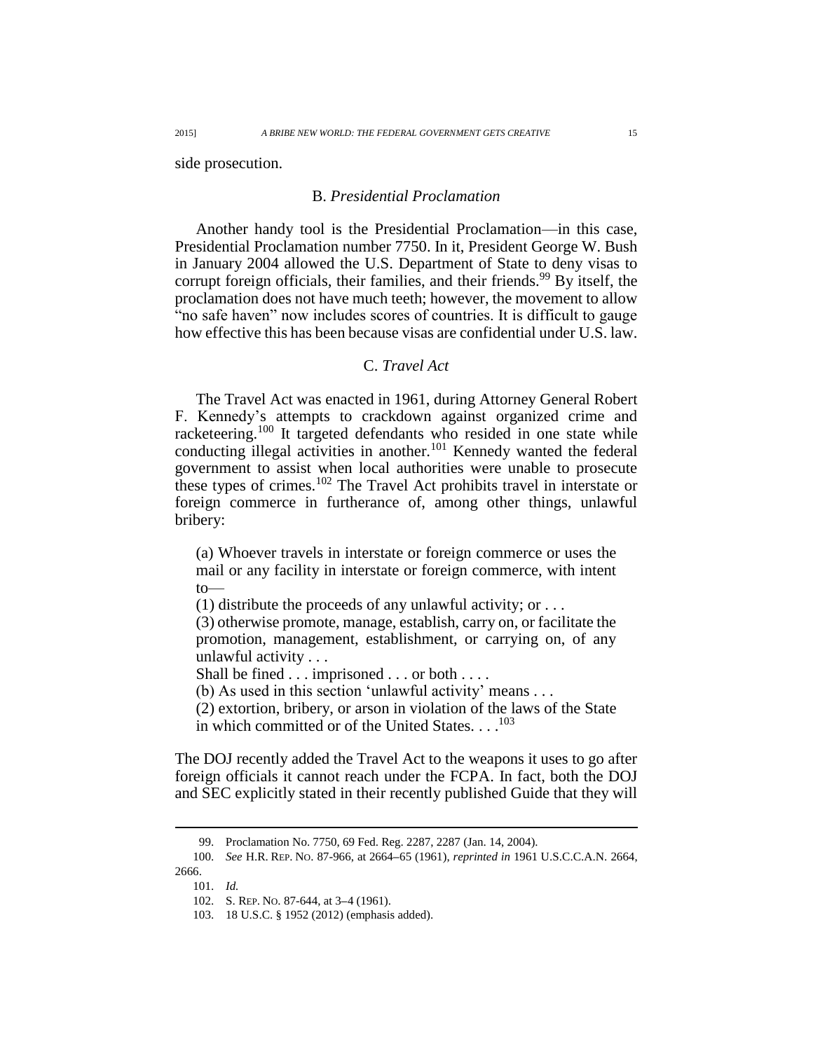side prosecution.

### B. *Presidential Proclamation*

Another handy tool is the Presidential Proclamation—in this case, Presidential Proclamation number 7750. In it, President George W. Bush in January 2004 allowed the U.S. Department of State to deny visas to corrupt foreign officials, their families, and their friends.[99] By itself, the proclamation does not have much teeth; however, the movement to allow "no safe haven" now includes scores of countries. It is difficult to gauge how effective this has been because visas are confidential under U.S. law.

### C. *Travel Act*

The Travel Act was enacted in 1961, during Attorney General Robert F. Kennedy's attempts to crackdown against organized crime and racketeering.[100] It targeted defendants who resided in one state while conducting illegal activities in another.[101] Kennedy wanted the federal government to assist when local authorities were unable to prosecute these types of crimes.[102] The Travel Act prohibits travel in interstate or foreign commerce in furtherance of, among other things, unlawful bribery:

> (a) Whoever travels in interstate or foreign commerce or uses the mail or any facility in interstate or foreign commerce, with intent to—
>
> (1) distribute the proceeds of any unlawful activity; or . . .
>
> (3) otherwise promote, manage, establish, carry on, or facilitate the promotion, management, establishment, or carrying on, of any unlawful activity . . .
>
> Shall be fined . . . imprisoned . . . or both . . . .
>
> (b) As used in this section 'unlawful activity' means . . .
>
> (2) extortion, bribery, or arson in violation of the laws of the State in which committed or of the United States. . . .[103]

The DOJ recently added the Travel Act to the weapons it uses to go after foreign officials it cannot reach under the FCPA. In fact, both the DOJ and SEC explicitly stated in their recently published Guide that they will

---

99. Proclamation No. 7750, 69 Fed. Reg. 2287, 2287 (Jan. 14, 2004).

100. *See* H.R. REP. NO. 87-966, at 2664–65 (1961), *reprinted in* 1961 U.S.C.C.A.N. 2664, 2666.

101. *Id.*

102. S. REP. NO. 87-644, at 3–4 (1961).

103. 18 U.S.C. § 1952 (2012) (emphasis added).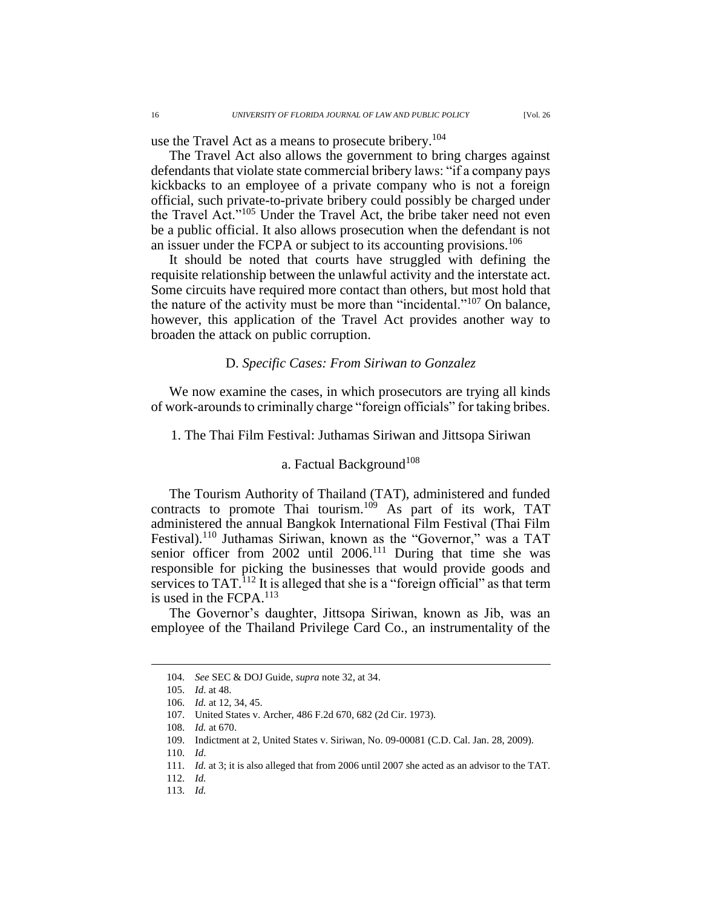use the Travel Act as a means to prosecute bribery.[104]

The Travel Act also allows the government to bring charges against defendants that violate state commercial bribery laws: "if a company pays kickbacks to an employee of a private company who is not a foreign official, such private-to-private bribery could possibly be charged under the Travel Act."[105] Under the Travel Act, the bribe taker need not even be a public official. It also allows prosecution when the defendant is not an issuer under the FCPA or subject to its accounting provisions.[106]

It should be noted that courts have struggled with defining the requisite relationship between the unlawful activity and the interstate act. Some circuits have required more contact than others, but most hold that the nature of the activity must be more than "incidental."[107] On balance, however, this application of the Travel Act provides another way to broaden the attack on public corruption.

### D. *Specific Cases: From Siriwan to Gonzalez*

We now examine the cases, in which prosecutors are trying all kinds of work-arounds to criminally charge "foreign officials" for taking bribes.

#### 1. The Thai Film Festival: Juthamas Siriwan and Jittsopa Siriwan

##### a. Factual Background[108]

The Tourism Authority of Thailand (TAT), administered and funded contracts to promote Thai tourism.[109] As part of its work, TAT administered the annual Bangkok International Film Festival (Thai Film Festival).[110] Juthamas Siriwan, known as the "Governor," was a TAT senior officer from 2002 until 2006.[111] During that time she was responsible for picking the businesses that would provide goods and services to TAT.[112] It is alleged that she is a "foreign official" as that term is used in the FCPA.[113]

The Governor's daughter, Jittsopa Siriwan, known as Jib, was an employee of the Thailand Privilege Card Co., an instrumentality of the

---

104. *See* SEC & DOJ Guide, *supra* note 32, at 34.

105. *Id*. at 48.

106. *Id.* at 12, 34, 45.

107. United States v. Archer, 486 F.2d 670, 682 (2d Cir. 1973).

108. *Id.* at 670.

109. Indictment at 2, United States v. Siriwan, No. 09-00081 (C.D. Cal. Jan. 28, 2009).

110. *Id*.

111. *Id.* at 3; it is also alleged that from 2006 until 2007 she acted as an advisor to the TAT.

112. *Id.*

113. *Id.*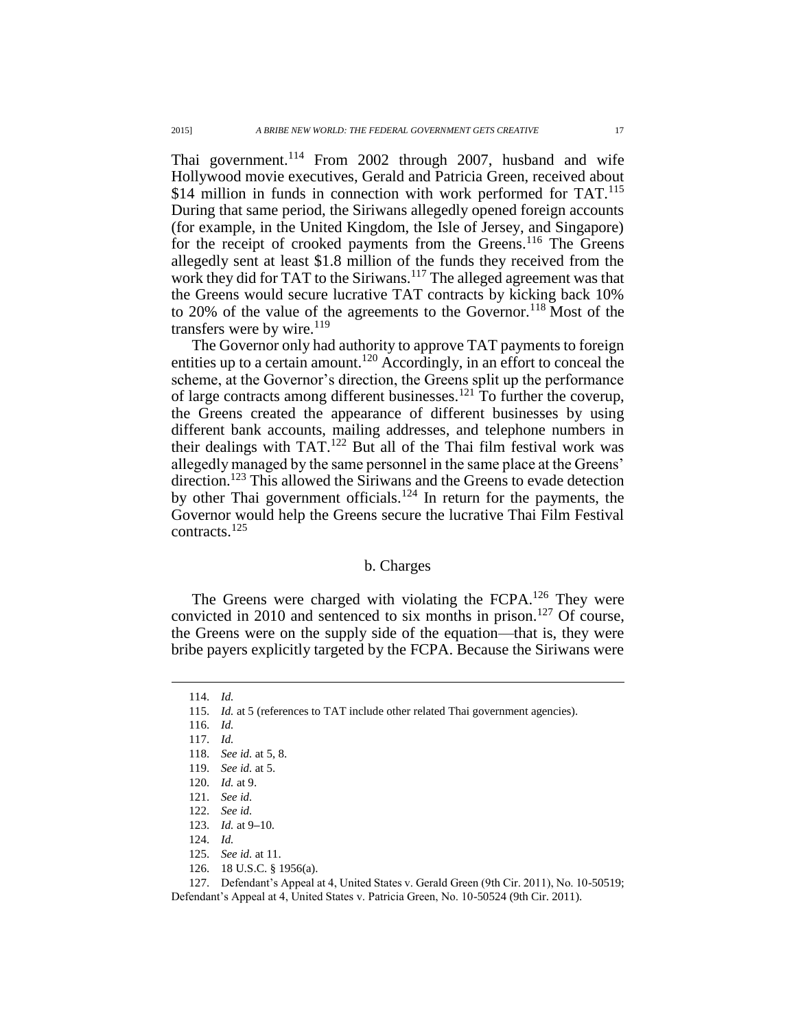Thai government.[114] From 2002 through 2007, husband and wife Hollywood movie executives, Gerald and Patricia Green, received about \$14 million in funds in connection with work performed for TAT.[115] During that same period, the Siriwans allegedly opened foreign accounts (for example, in the United Kingdom, the Isle of Jersey, and Singapore) for the receipt of crooked payments from the Greens.[116] The Greens allegedly sent at least \$1.8 million of the funds they received from the work they did for TAT to the Siriwans.[117] The alleged agreement was that the Greens would secure lucrative TAT contracts by kicking back 10% to 20% of the value of the agreements to the Governor.[118] Most of the transfers were by wire.[119]

The Governor only had authority to approve TAT payments to foreign entities up to a certain amount.[120] Accordingly, in an effort to conceal the scheme, at the Governor's direction, the Greens split up the performance of large contracts among different businesses.[121] To further the coverup, the Greens created the appearance of different businesses by using different bank accounts, mailing addresses, and telephone numbers in their dealings with TAT.[122] But all of the Thai film festival work was allegedly managed by the same personnel in the same place at the Greens' direction.[123] This allowed the Siriwans and the Greens to evade detection by other Thai government officials.[124] In return for the payments, the Governor would help the Greens secure the lucrative Thai Film Festival contracts.[125]

### b. Charges

The Greens were charged with violating the FCPA.[126] They were convicted in 2010 and sentenced to six months in prison.[127] Of course, the Greens were on the supply side of the equation—that is, they were bribe payers explicitly targeted by the FCPA. Because the Siriwans were

---

114. *Id.*

115. *Id.* at 5 (references to TAT include other related Thai government agencies).

116. *Id.*

117. *Id.*

118. *See id.* at 5, 8.

119. *See id.* at 5.

120. *Id.* at 9.

121. *See id.*

122. *See id.*

123. *Id.* at 9–10.

124. *Id.*

125. *See id.* at 11.

126. 18 U.S.C. § 1956(a).

127. Defendant's Appeal at 4, United States v. Gerald Green (9th Cir. 2011), No. 10-50519; Defendant's Appeal at 4, United States v. Patricia Green, No. 10-50524 (9th Cir. 2011).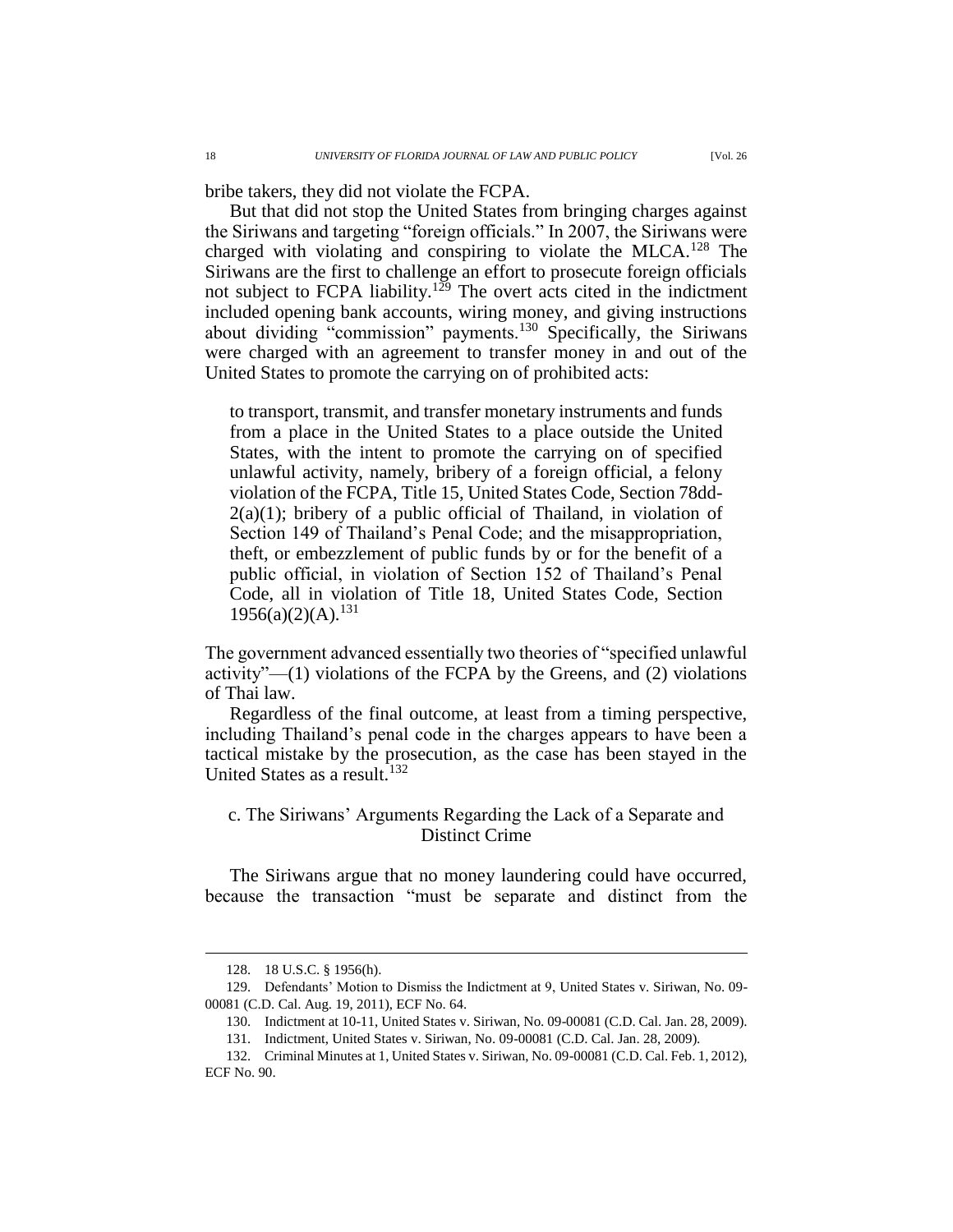bribe takers, they did not violate the FCPA.

But that did not stop the United States from bringing charges against the Siriwans and targeting "foreign officials." In 2007, the Siriwans were charged with violating and conspiring to violate the MLCA.[128] The Siriwans are the first to challenge an effort to prosecute foreign officials not subject to FCPA liability.[129] The overt acts cited in the indictment included opening bank accounts, wiring money, and giving instructions about dividing "commission" payments.[130] Specifically, the Siriwans were charged with an agreement to transfer money in and out of the United States to promote the carrying on of prohibited acts:

> to transport, transmit, and transfer monetary instruments and funds from a place in the United States to a place outside the United States, with the intent to promote the carrying on of specified unlawful activity, namely, bribery of a foreign official, a felony violation of the FCPA, Title 15, United States Code, Section 78dd-2(a)(1); bribery of a public official of Thailand, in violation of Section 149 of Thailand's Penal Code; and the misappropriation, theft, or embezzlement of public funds by or for the benefit of a public official, in violation of Section 152 of Thailand's Penal Code, all in violation of Title 18, United States Code, Section 1956(a)(2)(A).[131]

The government advanced essentially two theories of "specified unlawful activity"—(1) violations of the FCPA by the Greens, and (2) violations of Thai law.

Regardless of the final outcome, at least from a timing perspective, including Thailand's penal code in the charges appears to have been a tactical mistake by the prosecution, as the case has been stayed in the United States as a result.[132]

### c. The Siriwans' Arguments Regarding the Lack of a Separate and Distinct Crime

The Siriwans argue that no money laundering could have occurred, because the transaction "must be separate and distinct from the

---

128. 18 U.S.C. § 1956(h).

129. Defendants' Motion to Dismiss the Indictment at 9, United States v. Siriwan, No. 09-00081 (C.D. Cal. Aug. 19, 2011), ECF No. 64.

130. Indictment at 10-11, United States v. Siriwan, No. 09-00081 (C.D. Cal. Jan. 28, 2009).

131. Indictment, United States v. Siriwan, No. 09-00081 (C.D. Cal. Jan. 28, 2009).

132. Criminal Minutes at 1, United States v. Siriwan, No. 09-00081 (C.D. Cal. Feb. 1, 2012), ECF No. 90.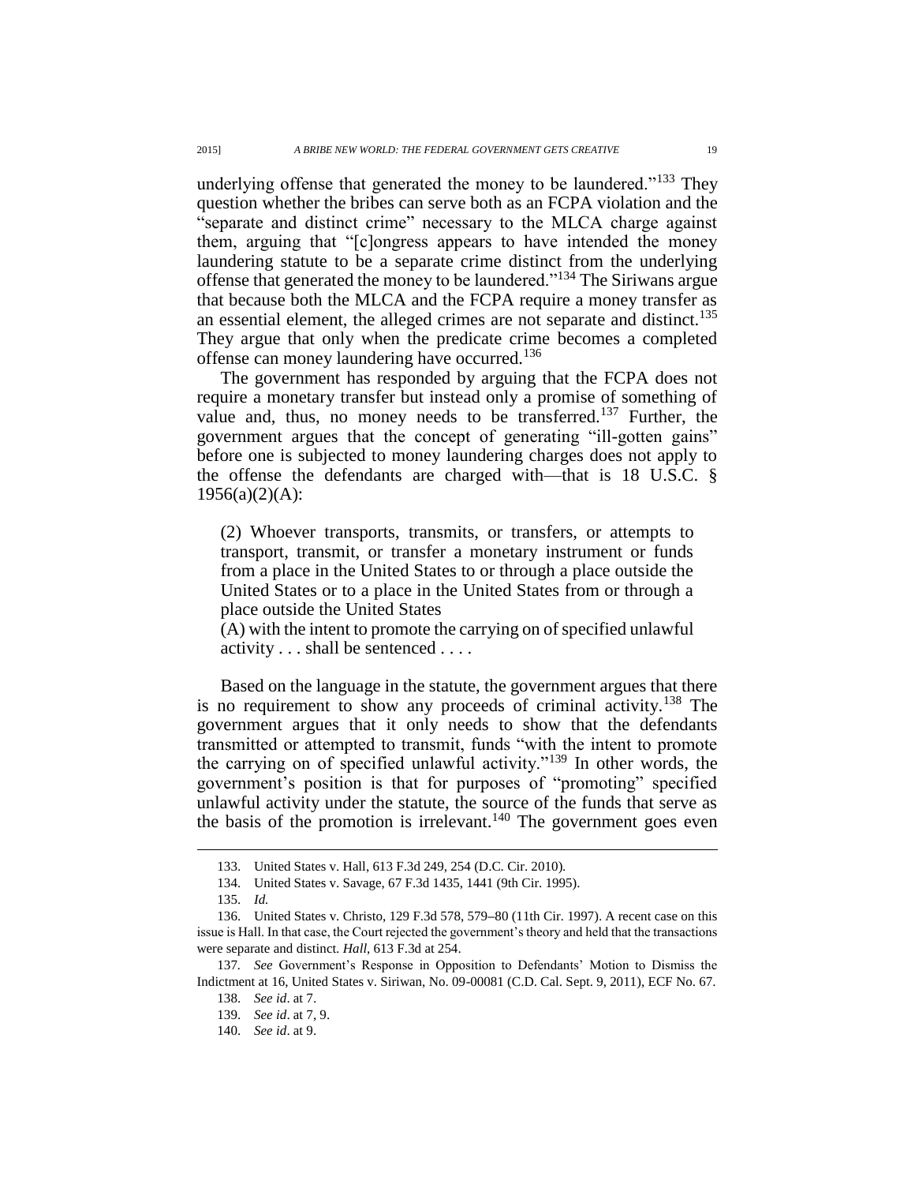underlying offense that generated the money to be laundered."[133] They question whether the bribes can serve both as an FCPA violation and the "separate and distinct crime" necessary to the MLCA charge against them, arguing that "[c]ongress appears to have intended the money laundering statute to be a separate crime distinct from the underlying offense that generated the money to be laundered."[134] The Siriwans argue that because both the MLCA and the FCPA require a money transfer as an essential element, the alleged crimes are not separate and distinct.[135] They argue that only when the predicate crime becomes a completed offense can money laundering have occurred.[136]

The government has responded by arguing that the FCPA does not require a monetary transfer but instead only a promise of something of value and, thus, no money needs to be transferred.[137] Further, the government argues that the concept of generating "ill-gotten gains" before one is subjected to money laundering charges does not apply to the offense the defendants are charged with—that is 18 U.S.C. § 1956(a)(2)(A):

> (2) Whoever transports, transmits, or transfers, or attempts to transport, transmit, or transfer a monetary instrument or funds from a place in the United States to or through a place outside the United States or to a place in the United States from or through a place outside the United States
>
> (A) with the intent to promote the carrying on of specified unlawful activity . . . shall be sentenced . . . .

Based on the language in the statute, the government argues that there is no requirement to show any proceeds of criminal activity.[138] The government argues that it only needs to show that the defendants transmitted or attempted to transmit, funds "with the intent to promote the carrying on of specified unlawful activity."[139] In other words, the government's position is that for purposes of "promoting" specified unlawful activity under the statute, the source of the funds that serve as the basis of the promotion is irrelevant.[140] The government goes even

---

133. United States v. Hall, 613 F.3d 249, 254 (D.C. Cir. 2010).

134. United States v. Savage, 67 F.3d 1435, 1441 (9th Cir. 1995).

135. *Id.*

136. United States v. Christo, 129 F.3d 578, 579–80 (11th Cir. 1997). A recent case on this issue is Hall. In that case, the Court rejected the government's theory and held that the transactions were separate and distinct. *Hall*, 613 F.3d at 254.

137. *See* Government's Response in Opposition to Defendants' Motion to Dismiss the Indictment at 16, United States v. Siriwan, No. 09-00081 (C.D. Cal. Sept. 9, 2011), ECF No. 67.

138. *See id*. at 7.

139. *See id*. at 7, 9.

140. *See id*. at 9.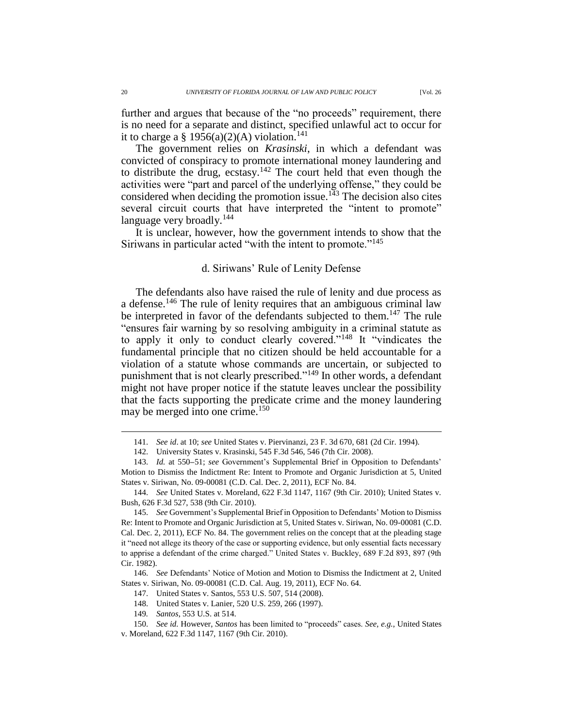further and argues that because of the "no proceeds" requirement, there is no need for a separate and distinct, specified unlawful act to occur for it to charge a § 1956(a)(2)(A) violation.[141]

The government relies on *Krasinski*, in which a defendant was convicted of conspiracy to promote international money laundering and to distribute the drug, ecstasy.[142] The court held that even though the activities were "part and parcel of the underlying offense," they could be considered when deciding the promotion issue.[143] The decision also cites several circuit courts that have interpreted the "intent to promote" language very broadly.[144]

It is unclear, however, how the government intends to show that the Siriwans in particular acted "with the intent to promote."[145]

### d. Siriwans' Rule of Lenity Defense

The defendants also have raised the rule of lenity and due process as a defense.[146] The rule of lenity requires that an ambiguous criminal law be interpreted in favor of the defendants subjected to them.[147] The rule "ensures fair warning by so resolving ambiguity in a criminal statute as to apply it only to conduct clearly covered."[148] It "vindicates the fundamental principle that no citizen should be held accountable for a violation of a statute whose commands are uncertain, or subjected to punishment that is not clearly prescribed."[149] In other words, a defendant might not have proper notice if the statute leaves unclear the possibility that the facts supporting the predicate crime and the money laundering may be merged into one crime.[150]

---

141. *See id*. at 10; *see* United States v. Piervinanzi, 23 F. 3d 670, 681 (2d Cir. 1994).

142. University States v. Krasinski, 545 F.3d 546, 546 (7th Cir. 2008).

143. *Id.* at 550–51; *see* Government's Supplemental Brief in Opposition to Defendants' Motion to Dismiss the Indictment Re: Intent to Promote and Organic Jurisdiction at 5, United States v. Siriwan, No. 09-00081 (C.D. Cal. Dec. 2, 2011), ECF No. 84.

144. *See* United States v. Moreland, 622 F.3d 1147, 1167 (9th Cir. 2010); United States v. Bush, 626 F.3d 527, 538 (9th Cir. 2010).

145. *See* Government's Supplemental Brief in Opposition to Defendants' Motion to Dismiss Re: Intent to Promote and Organic Jurisdiction at 5, United States v. Siriwan, No. 09-00081 (C.D. Cal. Dec. 2, 2011), ECF No. 84. The government relies on the concept that at the pleading stage it "need not allege its theory of the case or supporting evidence, but only essential facts necessary to apprise a defendant of the crime charged." United States v. Buckley, 689 F.2d 893, 897 (9th Cir. 1982).

146. *See* Defendants' Notice of Motion and Motion to Dismiss the Indictment at 2, United States v. Siriwan, No. 09-00081 (C.D. Cal. Aug. 19, 2011), ECF No. 64.

147. United States v. Santos, 553 U.S. 507, 514 (2008).

148. United States v. Lanier, 520 U.S. 259, 266 (1997).

149. *Santos*, 553 U.S. at 514.

150. *See id.* However, *Santos* has been limited to "proceeds" cases. *See, e.g.*, United States v. Moreland, 622 F.3d 1147, 1167 (9th Cir. 2010).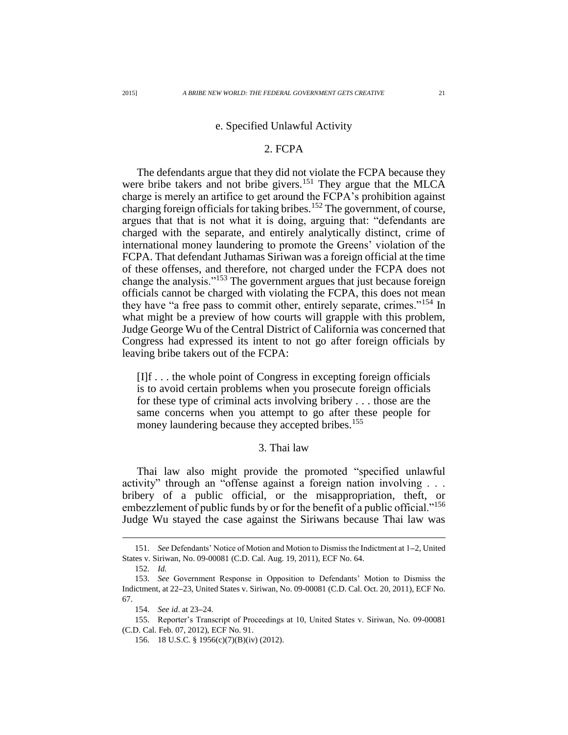#### e. Specified Unlawful Activity

##### 2. FCPA

The defendants argue that they did not violate the FCPA because they were bribe takers and not bribe givers.[151] They argue that the MLCA charge is merely an artifice to get around the FCPA's prohibition against charging foreign officials for taking bribes.[152] The government, of course, argues that that is not what it is doing, arguing that: "defendants are charged with the separate, and entirely analytically distinct, crime of international money laundering to promote the Greens' violation of the FCPA. That defendant Juthamas Siriwan was a foreign official at the time of these offenses, and therefore, not charged under the FCPA does not change the analysis."[153] The government argues that just because foreign officials cannot be charged with violating the FCPA, this does not mean they have "a free pass to commit other, entirely separate, crimes."[154] In what might be a preview of how courts will grapple with this problem, Judge George Wu of the Central District of California was concerned that Congress had expressed its intent to not go after foreign officials by leaving bribe takers out of the FCPA:

> [I]f . . . the whole point of Congress in excepting foreign officials is to avoid certain problems when you prosecute foreign officials for these type of criminal acts involving bribery . . . those are the same concerns when you attempt to go after these people for money laundering because they accepted bribes.[155]

##### 3. Thai law

Thai law also might provide the promoted "specified unlawful activity" through an "offense against a foreign nation involving . . . bribery of a public official, or the misappropriation, theft, or embezzlement of public funds by or for the benefit of a public official."[156] Judge Wu stayed the case against the Siriwans because Thai law was

---

151. *See* Defendants' Notice of Motion and Motion to Dismiss the Indictment at 1–2, United States v. Siriwan, No. 09-00081 (C.D. Cal. Aug. 19, 2011), ECF No. 64.

152. *Id.*

153. *See* Government Response in Opposition to Defendants' Motion to Dismiss the Indictment, at 22–23, United States v. Siriwan, No. 09-00081 (C.D. Cal. Oct. 20, 2011), ECF No. 67.

154. *See id*. at 23–24.

155. Reporter's Transcript of Proceedings at 10, United States v. Siriwan, No. 09-00081 (C.D. Cal. Feb. 07, 2012), ECF No. 91.

156. 18 U.S.C. § 1956(c)(7)(B)(iv) (2012).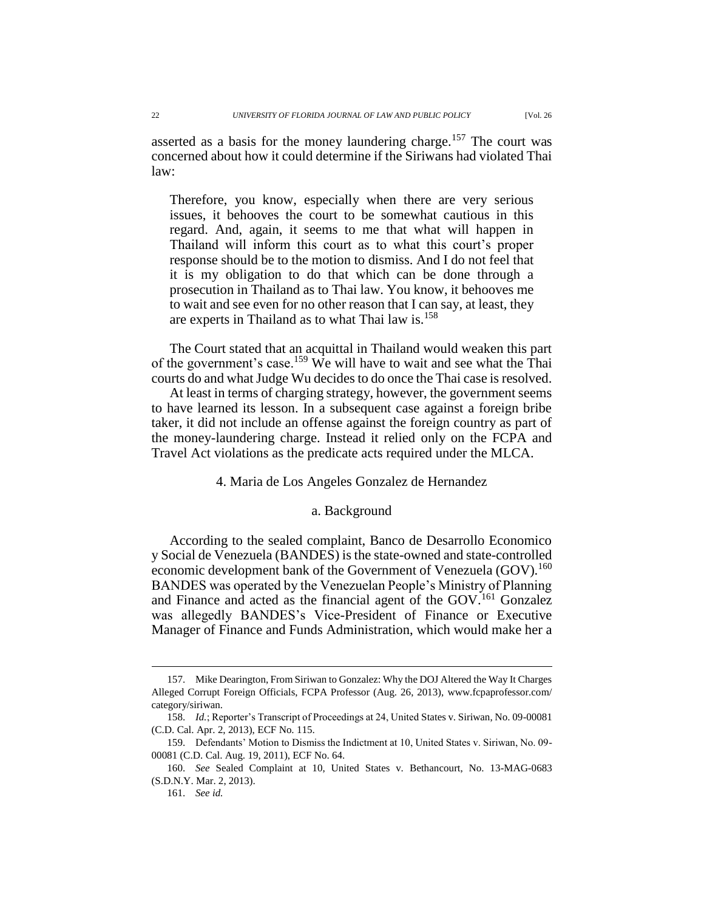asserted as a basis for the money laundering charge.[157] The court was concerned about how it could determine if the Siriwans had violated Thai law:

> Therefore, you know, especially when there are very serious issues, it behooves the court to be somewhat cautious in this regard. And, again, it seems to me that what will happen in Thailand will inform this court as to what this court's proper response should be to the motion to dismiss. And I do not feel that it is my obligation to do that which can be done through a prosecution in Thailand as to Thai law. You know, it behooves me to wait and see even for no other reason that I can say, at least, they are experts in Thailand as to what Thai law is.[158]

The Court stated that an acquittal in Thailand would weaken this part of the government's case.[159] We will have to wait and see what the Thai courts do and what Judge Wu decides to do once the Thai case is resolved.

At least in terms of charging strategy, however, the government seems to have learned its lesson. In a subsequent case against a foreign bribe taker, it did not include an offense against the foreign country as part of the money-laundering charge. Instead it relied only on the FCPA and Travel Act violations as the predicate acts required under the MLCA.

#### 4. Maria de Los Angeles Gonzalez de Hernandez

##### a. Background

According to the sealed complaint, Banco de Desarrollo Economico y Social de Venezuela (BANDES) is the state-owned and state-controlled economic development bank of the Government of Venezuela (GOV).[160] BANDES was operated by the Venezuelan People's Ministry of Planning and Finance and acted as the financial agent of the GOV.[161] Gonzalez was allegedly BANDES's Vice-President of Finance or Executive Manager of Finance and Funds Administration, which would make her a

---

157. Mike Dearington, From Siriwan to Gonzalez: Why the DOJ Altered the Way It Charges Alleged Corrupt Foreign Officials, FCPA Professor (Aug. 26, 2013), www.fcpaprofessor.com/category/siriwan.

158. *Id.*; Reporter's Transcript of Proceedings at 24, United States v. Siriwan, No. 09-00081 (C.D. Cal. Apr. 2, 2013), ECF No. 115.

159. Defendants' Motion to Dismiss the Indictment at 10, United States v. Siriwan, No. 09-00081 (C.D. Cal. Aug. 19, 2011), ECF No. 64.

160. *See* Sealed Complaint at 10, United States v. Bethancourt, No. 13-MAG-0683 (S.D.N.Y. Mar. 2, 2013).

161. *See id.*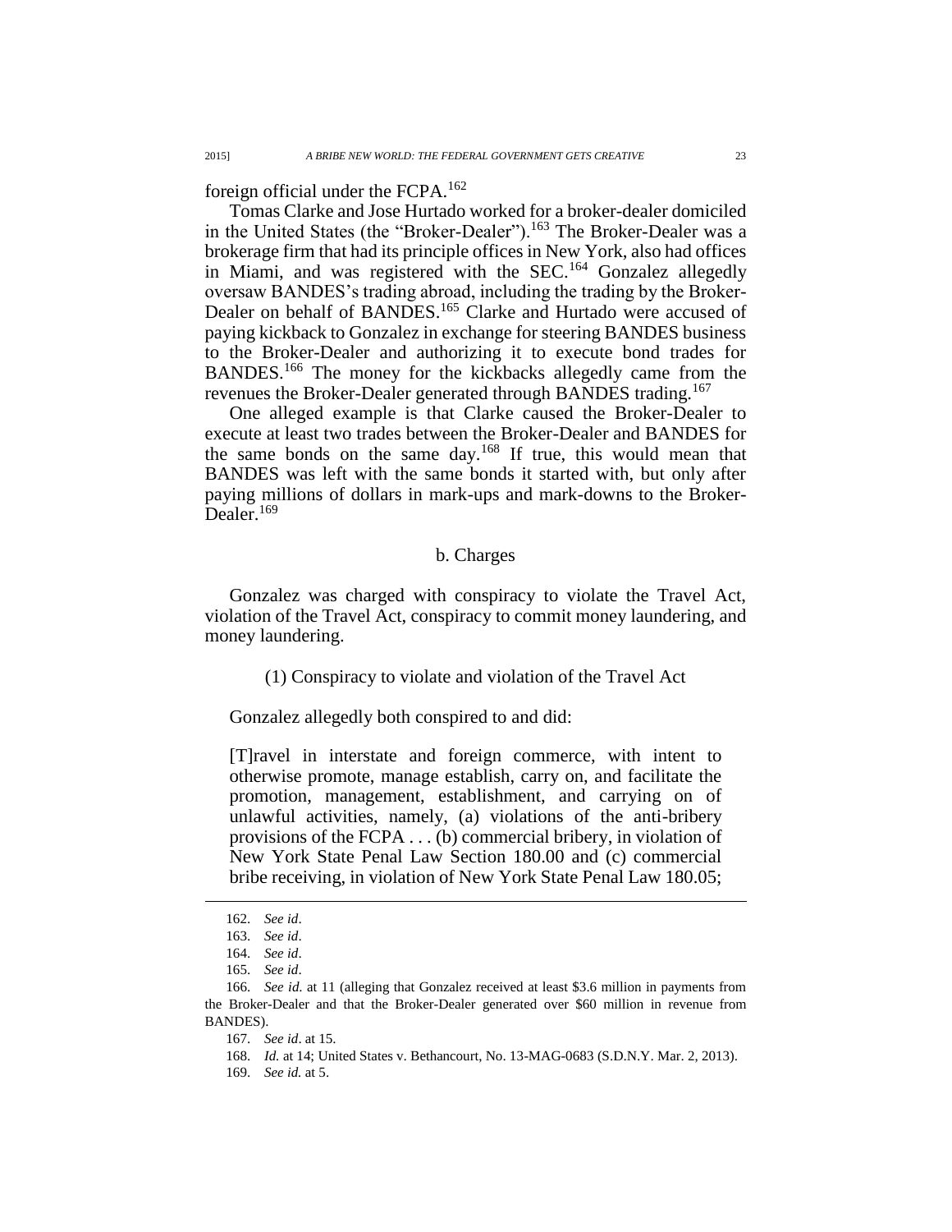foreign official under the FCPA.[162]

Tomas Clarke and Jose Hurtado worked for a broker-dealer domiciled in the United States (the "Broker-Dealer").[163] The Broker-Dealer was a brokerage firm that had its principle offices in New York, also had offices in Miami, and was registered with the SEC.[164] Gonzalez allegedly oversaw BANDES's trading abroad, including the trading by the Broker-Dealer on behalf of BANDES.[165] Clarke and Hurtado were accused of paying kickback to Gonzalez in exchange for steering BANDES business to the Broker-Dealer and authorizing it to execute bond trades for BANDES.[166] The money for the kickbacks allegedly came from the revenues the Broker-Dealer generated through BANDES trading.[167]

One alleged example is that Clarke caused the Broker-Dealer to execute at least two trades between the Broker-Dealer and BANDES for the same bonds on the same day.[168] If true, this would mean that BANDES was left with the same bonds it started with, but only after paying millions of dollars in mark-ups and mark-downs to the Broker-Dealer.[169]

b. Charges

Gonzalez was charged with conspiracy to violate the Travel Act, violation of the Travel Act, conspiracy to commit money laundering, and money laundering.

(1) Conspiracy to violate and violation of the Travel Act

Gonzalez allegedly both conspired to and did:

> [T]ravel in interstate and foreign commerce, with intent to otherwise promote, manage establish, carry on, and facilitate the promotion, management, establishment, and carrying on of unlawful activities, namely, (a) violations of the anti-bribery provisions of the FCPA . . . (b) commercial bribery, in violation of New York State Penal Law Section 180.00 and (c) commercial bribe receiving, in violation of New York State Penal Law 180.05;

---

162. *See id*.
163. *See id*.
164. *See id*.
165. *See id*.
166. *See id.* at 11 (alleging that Gonzalez received at least $3.6 million in payments from the Broker-Dealer and that the Broker-Dealer generated over $60 million in revenue from BANDES).
167. *See id*. at 15.
168. *Id.* at 14; United States v. Bethancourt, No. 13-MAG-0683 (S.D.N.Y. Mar. 2, 2013).
169. *See id.* at 5.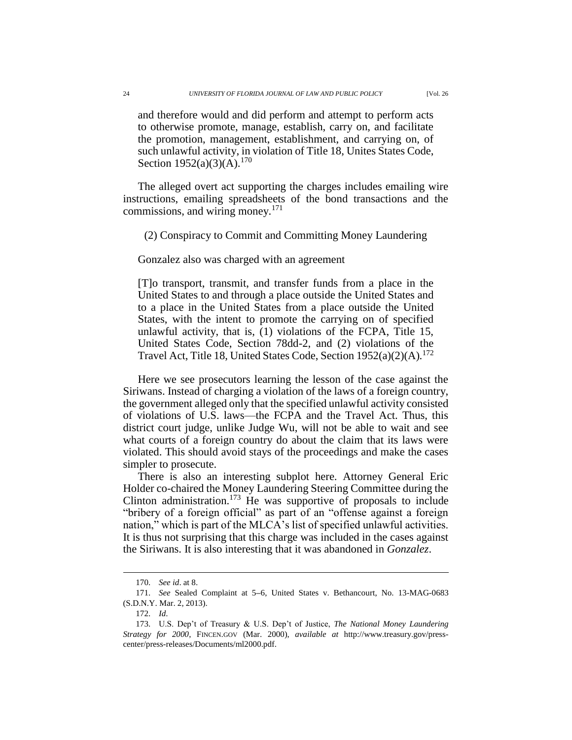> and therefore would and did perform and attempt to perform acts to otherwise promote, manage, establish, carry on, and facilitate the promotion, management, establishment, and carrying on, of such unlawful activity, in violation of Title 18, Unites States Code, Section 1952(a)(3)(A).[170]

The alleged overt act supporting the charges includes emailing wire instructions, emailing spreadsheets of the bond transactions and the commissions, and wiring money.[171]

(2) Conspiracy to Commit and Committing Money Laundering

Gonzalez also was charged with an agreement

> [T]o transport, transmit, and transfer funds from a place in the United States to and through a place outside the United States and to a place in the United States from a place outside the United States, with the intent to promote the carrying on of specified unlawful activity, that is, (1) violations of the FCPA, Title 15, United States Code, Section 78dd-2, and (2) violations of the Travel Act, Title 18, United States Code, Section 1952(a)(2)(A).[172]

Here we see prosecutors learning the lesson of the case against the Siriwans. Instead of charging a violation of the laws of a foreign country, the government alleged only that the specified unlawful activity consisted of violations of U.S. laws—the FCPA and the Travel Act. Thus, this district court judge, unlike Judge Wu, will not be able to wait and see what courts of a foreign country do about the claim that its laws were violated. This should avoid stays of the proceedings and make the cases simpler to prosecute.

There is also an interesting subplot here. Attorney General Eric Holder co-chaired the Money Laundering Steering Committee during the Clinton administration.[173] He was supportive of proposals to include "bribery of a foreign official" as part of an "offense against a foreign nation," which is part of the MLCA's list of specified unlawful activities. It is thus not surprising that this charge was included in the cases against the Siriwans. It is also interesting that it was abandoned in *Gonzalez*.

---

170. *See id*. at 8.

171. *See* Sealed Complaint at 5–6, United States v. Bethancourt, No. 13-MAG-0683 (S.D.N.Y. Mar. 2, 2013).

172. *Id*.

173. U.S. Dep't of Treasury & U.S. Dep't of Justice, *The National Money Laundering Strategy for 2000*, FINCEN.GOV (Mar. 2000), *available at* http://www.treasury.gov/press-center/press-releases/Documents/ml2000.pdf.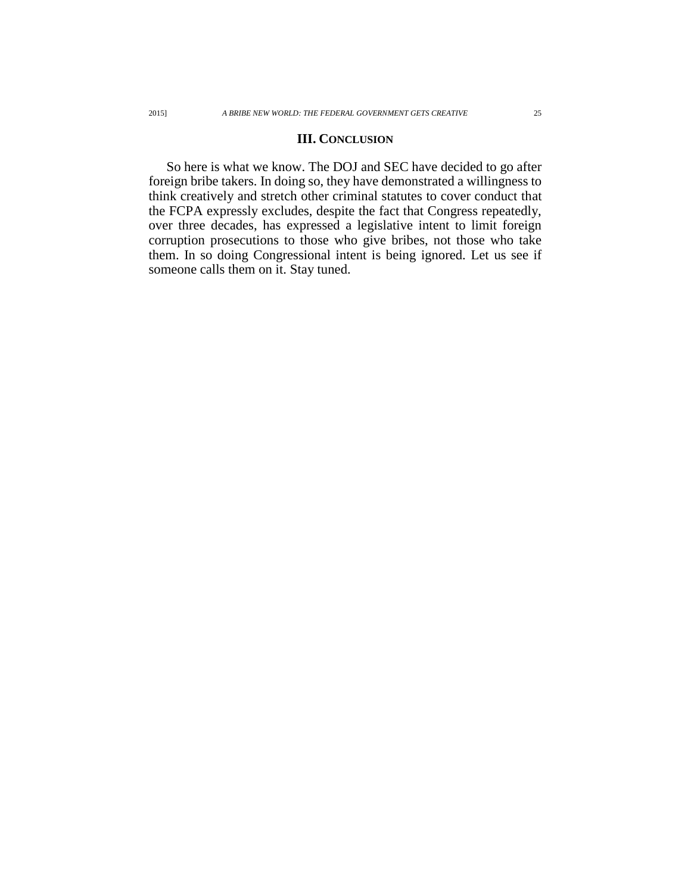## III. Conclusion

So here is what we know. The DOJ and SEC have decided to go after foreign bribe takers. In doing so, they have demonstrated a willingness to think creatively and stretch other criminal statutes to cover conduct that the FCPA expressly excludes, despite the fact that Congress repeatedly, over three decades, has expressed a legislative intent to limit foreign corruption prosecutions to those who give bribes, not those who take them. In so doing Congressional intent is being ignored. Let us see if someone calls them on it. Stay tuned.